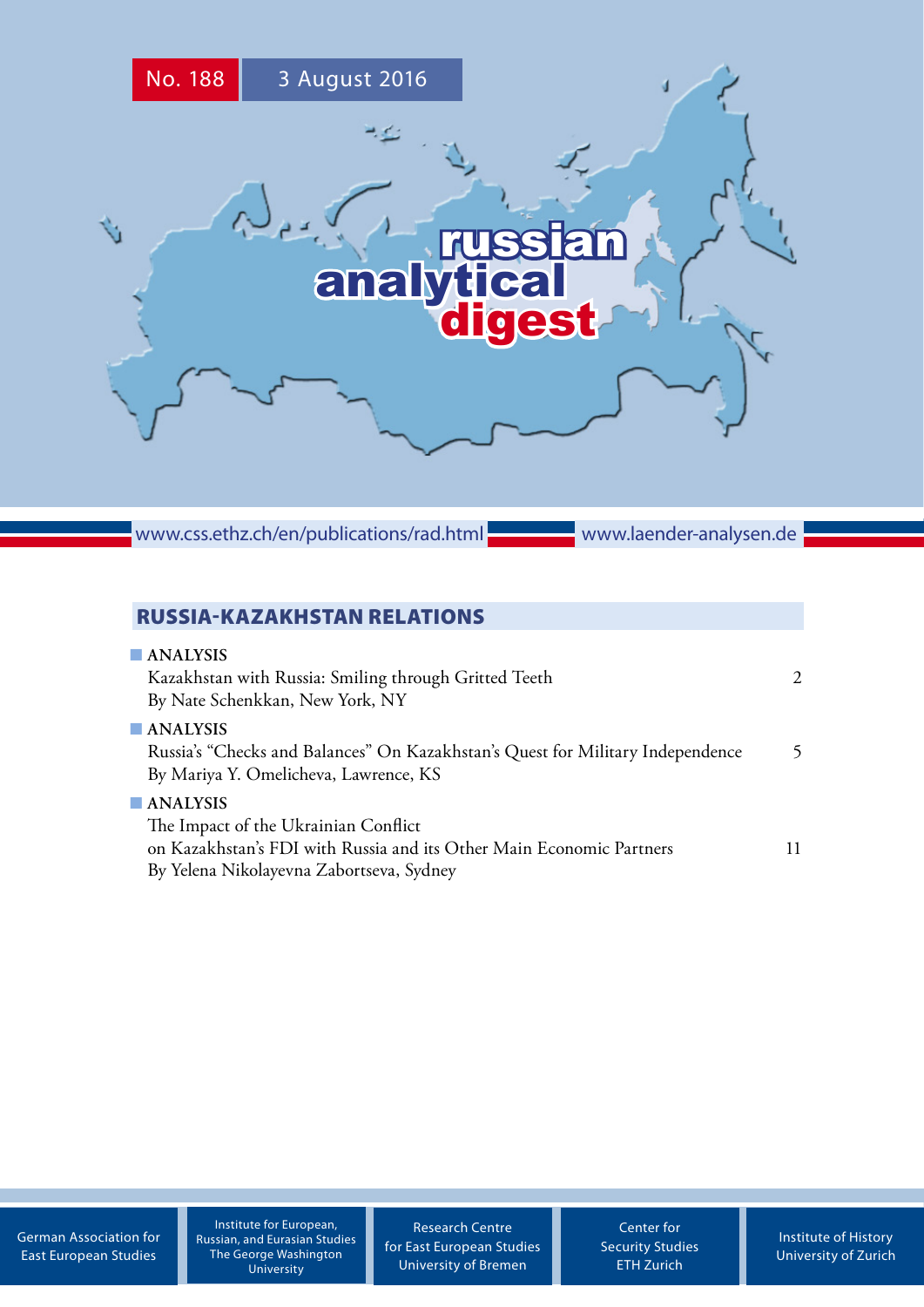No. 188 3 August 2016

# russian analytical digest

www.css.ethz.ch/en/publications/rad.html www.laender-analysen.de

## RUSSIA-KAZAKHSTAN RELATIONS

**ANALYSIS**
Kazakhstan with Russia: Smiling through Gritted Teeth 2
By Nate Schenkkan, New York, NY

**ANALYSIS**
Russia's "Checks and Balances" On Kazakhstan's Quest for Military Independence 5
By Mariya Y. Omelicheva, Lawrence, KS

**ANALYSIS**
The Impact of the Ukrainian Conflict on Kazakhstan's FDI with Russia and its Other Main Economic Partners 11
By Yelena Nikolayevna Zabortseva, Sydney

German Association for East European Studies

Institute for European, Russian, and Eurasian Studies The George Washington University

Research Centre for East European Studies University of Bremen

Center for Security Studies ETH Zurich

Institute of History University of Zurich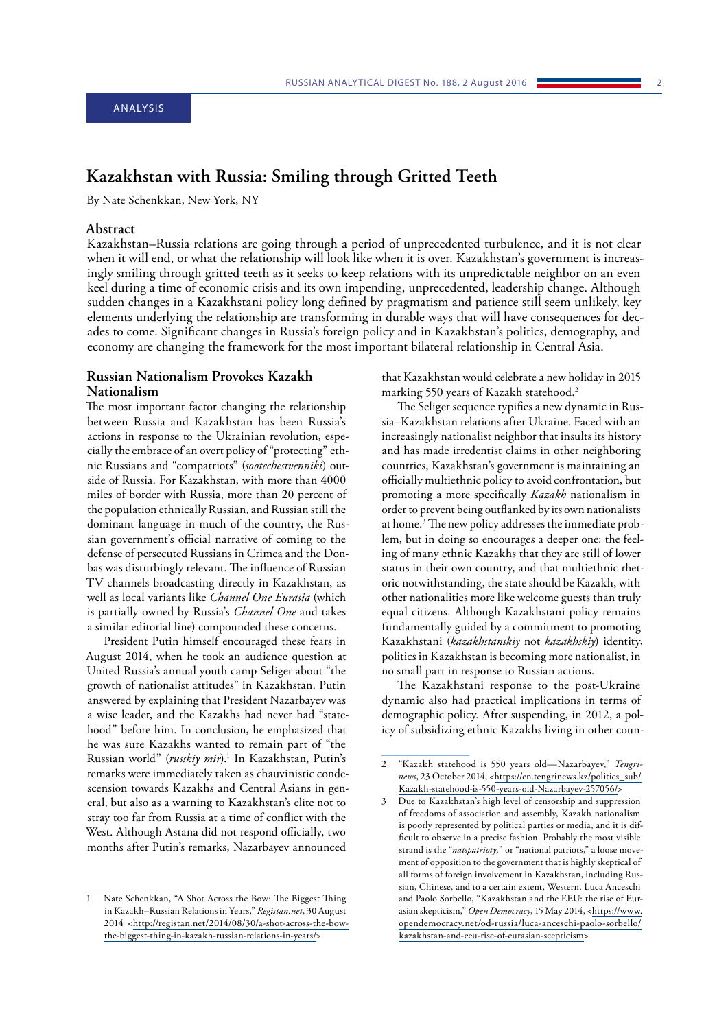ANALYSIS

# Kazakhstan with Russia: Smiling through Gritted Teeth

By Nate Schenkkan, New York, NY

## Abstract

Kazakhstan–Russia relations are going through a period of unprecedented turbulence, and it is not clear when it will end, or what the relationship will look like when it is over. Kazakhstan's government is increasingly smiling through gritted teeth as it seeks to keep relations with its unpredictable neighbor on an even keel during a time of economic crisis and its own impending, unprecedented, leadership change. Although sudden changes in a Kazakhstani policy long defined by pragmatism and patience still seem unlikely, key elements underlying the relationship are transforming in durable ways that will have consequences for decades to come. Significant changes in Russia's foreign policy and in Kazakhstan's politics, demography, and economy are changing the framework for the most important bilateral relationship in Central Asia.

## Russian Nationalism Provokes Kazakh Nationalism

The most important factor changing the relationship between Russia and Kazakhstan has been Russia's actions in response to the Ukrainian revolution, especially the embrace of an overt policy of "protecting" ethnic Russians and "compatriots" (*sootechestvenniki*) outside of Russia. For Kazakhstan, with more than 4000 miles of border with Russia, more than 20 percent of the population ethnically Russian, and Russian still the dominant language in much of the country, the Russian government's official narrative of coming to the defense of persecuted Russians in Crimea and the Donbas was disturbingly relevant. The influence of Russian TV channels broadcasting directly in Kazakhstan, as well as local variants like *Channel One Eurasia* (which is partially owned by Russia's *Channel One* and takes a similar editorial line) compounded these concerns.

President Putin himself encouraged these fears in August 2014, when he took an audience question at United Russia's annual youth camp Seliger about "the growth of nationalist attitudes" in Kazakhstan. Putin answered by explaining that President Nazarbayev was a wise leader, and the Kazakhs had never had "statehood" before him. In conclusion, he emphasized that he was sure Kazakhs wanted to remain part of "the Russian world" (*russkiy mir*).[1] In Kazakhstan, Putin's remarks were immediately taken as chauvinistic condescension towards Kazakhs and Central Asians in general, but also as a warning to Kazakhstan's elite not to stray too far from Russia at a time of conflict with the West. Although Astana did not respond officially, two months after Putin's remarks, Nazarbayev announced that Kazakhstan would celebrate a new holiday in 2015 marking 550 years of Kazakh statehood.[2]

The Seliger sequence typifies a new dynamic in Russia–Kazakhstan relations after Ukraine. Faced with an increasingly nationalist neighbor that insults its history and has made irredentist claims in other neighboring countries, Kazakhstan's government is maintaining an officially multiethnic policy to avoid confrontation, but promoting a more specifically *Kazakh* nationalism in order to prevent being outflanked by its own nationalists at home.[3] The new policy addresses the immediate problem, but in doing so encourages a deeper one: the feeling of many ethnic Kazakhs that they are still of lower status in their own country, and that multiethnic rhetoric notwithstanding, the state should be Kazakh, with other nationalities more like welcome guests than truly equal citizens. Although Kazakhstani policy remains fundamentally guided by a commitment to promoting Kazakhstani (*kazakhstanskiy* not *kazakhskiy*) identity, politics in Kazakhstan is becoming more nationalist, in no small part in response to Russian actions.

The Kazakhstani response to the post-Ukraine dynamic also had practical implications in terms of demographic policy. After suspending, in 2012, a policy of subsidizing ethnic Kazakhs living in other coun-

---

1 Nate Schenkkan, "A Shot Across the Bow: The Biggest Thing in Kazakh–Russian Relations in Years," *Registan.net*, 30 August 2014 <http://registan.net/2014/08/30/a-shot-across-the-bow-the-biggest-thing-in-kazakh-russian-relations-in-years/>

2 "Kazakh statehood is 550 years old—Nazarbayev," *Tengrinews*, 23 October 2014, <https://en.tengrinews.kz/politics_sub/Kazakh-statehood-is-550-years-old-Nazarbayev-257056/>

3 Due to Kazakhstan's high level of censorship and suppression of freedoms of association and assembly, Kazakh nationalism is poorly represented by political parties or media, and it is difficult to observe in a precise fashion. Probably the most visible strand is the "*natspatrioty,*" or "national patriots," a loose movement of opposition to the government that is highly skeptical of all forms of foreign involvement in Kazakhstan, including Russian, Chinese, and to a certain extent, Western. Luca Anceschi and Paolo Sorbello, "Kazakhstan and the EEU: the rise of Eurasian skepticism," *Open Democracy*, 15 May 2014, <https://www.opendemocracy.net/od-russia/luca-anceschi-paolo-sorbello/kazakhstan-and-eeu-rise-of-eurasian-scepticism>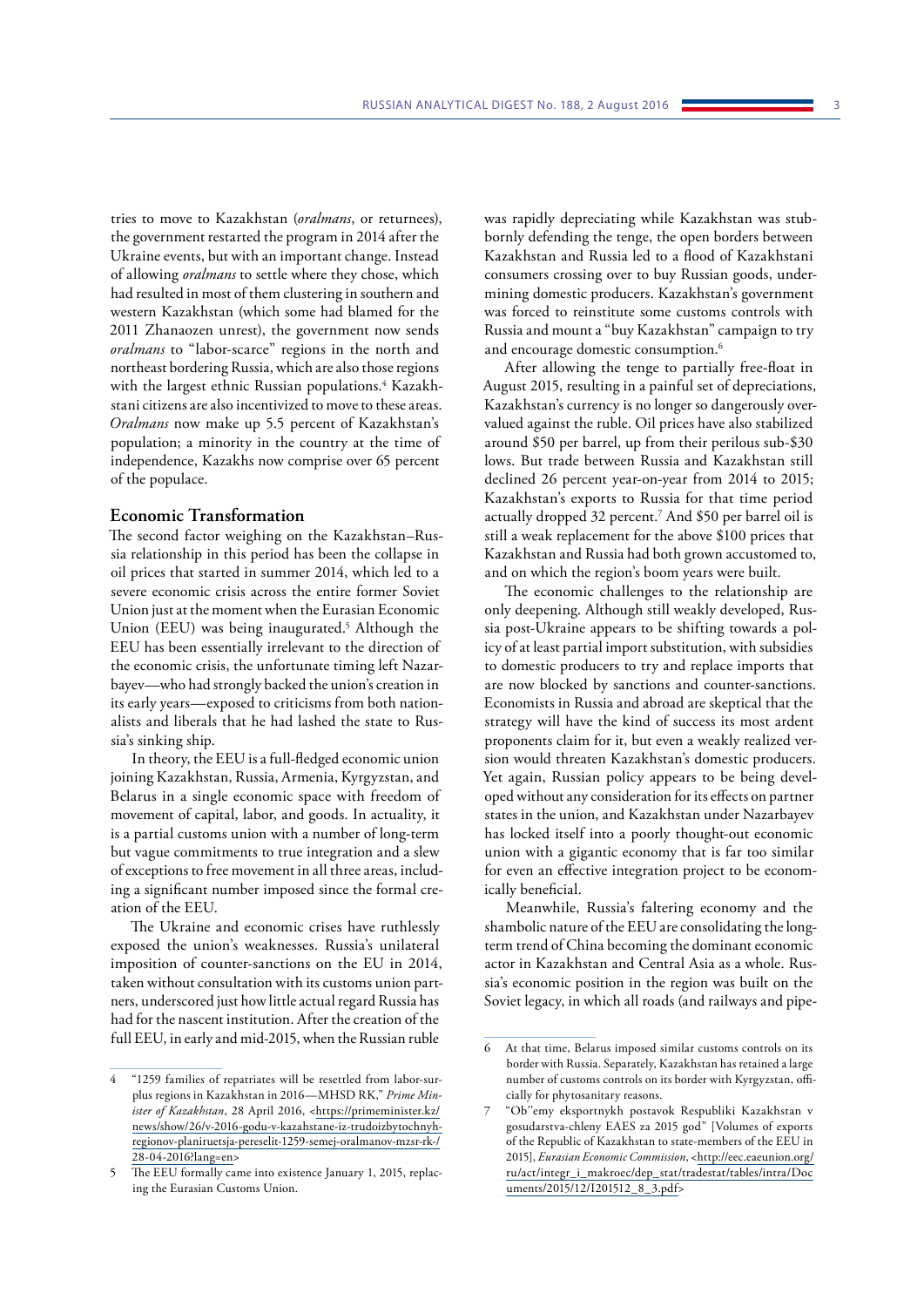tries to move to Kazakhstan (*oralmans*, or returnees), the government restarted the program in 2014 after the Ukraine events, but with an important change. Instead of allowing *oralmans* to settle where they chose, which had resulted in most of them clustering in southern and western Kazakhstan (which some had blamed for the 2011 Zhanaozen unrest), the government now sends *oralmans* to "labor-scarce" regions in the north and northeast bordering Russia, which are also those regions with the largest ethnic Russian populations.[4] Kazakhstani citizens are also incentivized to move to these areas. *Oralmans* now make up 5.5 percent of Kazakhstan's population; a minority in the country at the time of independence, Kazakhs now comprise over 65 percent of the populace.

## Economic Transformation

The second factor weighing on the Kazakhstan–Russia relationship in this period has been the collapse in oil prices that started in summer 2014, which led to a severe economic crisis across the entire former Soviet Union just at the moment when the Eurasian Economic Union (EEU) was being inaugurated.[5] Although the EEU has been essentially irrelevant to the direction of the economic crisis, the unfortunate timing left Nazarbayev—who had strongly backed the union's creation in its early years—exposed to criticisms from both nationalists and liberals that he had lashed the state to Russia's sinking ship.

In theory, the EEU is a full-fledged economic union joining Kazakhstan, Russia, Armenia, Kyrgyzstan, and Belarus in a single economic space with freedom of movement of capital, labor, and goods. In actuality, it is a partial customs union with a number of long-term but vague commitments to true integration and a slew of exceptions to free movement in all three areas, including a significant number imposed since the formal creation of the EEU.

The Ukraine and economic crises have ruthlessly exposed the union's weaknesses. Russia's unilateral imposition of counter-sanctions on the EU in 2014, taken without consultation with its customs union partners, underscored just how little actual regard Russia has had for the nascent institution. After the creation of the full EEU, in early and mid-2015, when the Russian ruble was rapidly depreciating while Kazakhstan was stubbornly defending the tenge, the open borders between Kazakhstan and Russia led to a flood of Kazakhstani consumers crossing over to buy Russian goods, undermining domestic producers. Kazakhstan's government was forced to reinstitute some customs controls with Russia and mount a "buy Kazakhstan" campaign to try and encourage domestic consumption.[6]

After allowing the tenge to partially free-float in August 2015, resulting in a painful set of depreciations, Kazakhstan's currency is no longer so dangerously overvalued against the ruble. Oil prices have also stabilized around $50 per barrel, up from their perilous sub-$30 lows. But trade between Russia and Kazakhstan still declined 26 percent year-on-year from 2014 to 2015; Kazakhstan's exports to Russia for that time period actually dropped 32 percent.[7] And $50 per barrel oil is still a weak replacement for the above $100 prices that Kazakhstan and Russia had both grown accustomed to, and on which the region's boom years were built.

The economic challenges to the relationship are only deepening. Although still weakly developed, Russia post-Ukraine appears to be shifting towards a policy of at least partial import substitution, with subsidies to domestic producers to try and replace imports that are now blocked by sanctions and counter-sanctions. Economists in Russia and abroad are skeptical that the strategy will have the kind of success its most ardent proponents claim for it, but even a weakly realized version would threaten Kazakhstan's domestic producers. Yet again, Russian policy appears to be being developed without any consideration for its effects on partner states in the union, and Kazakhstan under Nazarbayev has locked itself into a poorly thought-out economic union with a gigantic economy that is far too similar for even an effective integration project to be economically beneficial.

Meanwhile, Russia's faltering economy and the shambolic nature of the EEU are consolidating the long-term trend of China becoming the dominant economic actor in Kazakhstan and Central Asia as a whole. Russia's economic position in the region was built on the Soviet legacy, in which all roads (and railways and pipe-

---

4 "1259 families of repatriates will be resettled from labor-surplus regions in Kazakhstan in 2016—MHSD RK," *Prime Minister of Kazakhstan*, 28 April 2016, <https://primeminister.kz/news/show/26/v-2016-godu-v-kazahstane-iz-trudoizbytochnyh-regionov-planiruetsja-pereselit-1259-semej-oralmanov-mzsr-rk-/28-04-2016?lang=en>

5 The EEU formally came into existence January 1, 2015, replacing the Eurasian Customs Union.

6 At that time, Belarus imposed similar customs controls on its border with Russia. Separately, Kazakhstan has retained a large number of customs controls on its border with Kyrgyzstan, officially for phytosanitary reasons.

7 "Ob''emy eksportnykh postavok Respubliki Kazakhstan v gosudarstva-chleny EAES za 2015 god" [Volumes of exports of the Republic of Kazakhstan to state-members of the EEU in 2015], *Eurasian Economic Commission*, <http://eec.eaeunion.org/ru/act/integr_i_makroec/dep_stat/tradestat/tables/intra/Documents/2015/12/I201512_8_3.pdf>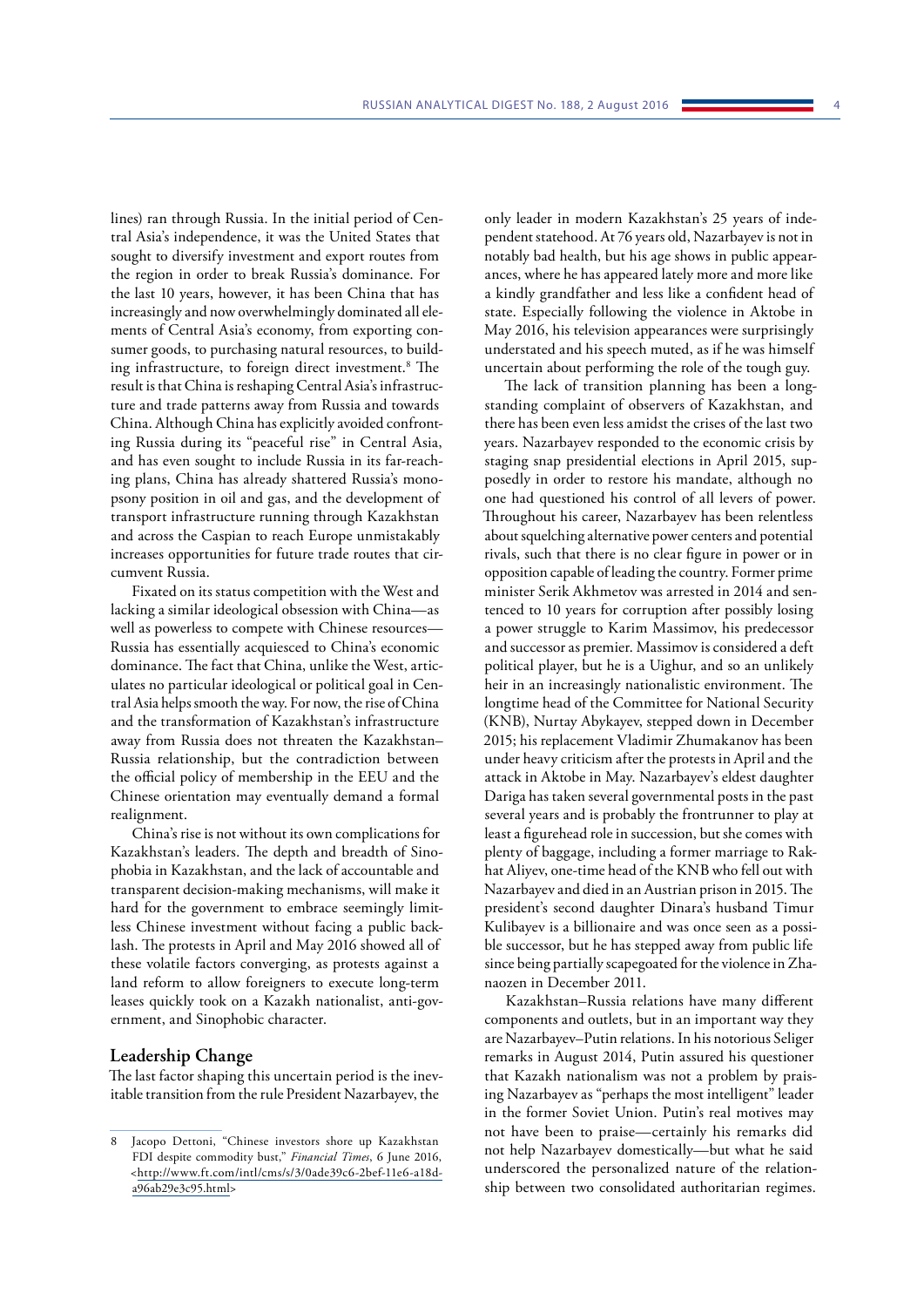lines) ran through Russia. In the initial period of Central Asia's independence, it was the United States that sought to diversify investment and export routes from the region in order to break Russia's dominance. For the last 10 years, however, it has been China that has increasingly and now overwhelmingly dominated all elements of Central Asia's economy, from exporting consumer goods, to purchasing natural resources, to building infrastructure, to foreign direct investment.[8] The result is that China is reshaping Central Asia's infrastructure and trade patterns away from Russia and towards China. Although China has explicitly avoided confronting Russia during its "peaceful rise" in Central Asia, and has even sought to include Russia in its far-reaching plans, China has already shattered Russia's monopsony position in oil and gas, and the development of transport infrastructure running through Kazakhstan and across the Caspian to reach Europe unmistakably increases opportunities for future trade routes that circumvent Russia.

Fixated on its status competition with the West and lacking a similar ideological obsession with China—as well as powerless to compete with Chinese resources—Russia has essentially acquiesced to China's economic dominance. The fact that China, unlike the West, articulates no particular ideological or political goal in Central Asia helps smooth the way. For now, the rise of China and the transformation of Kazakhstan's infrastructure away from Russia does not threaten the Kazakhstan–Russia relationship, but the contradiction between the official policy of membership in the EEU and the Chinese orientation may eventually demand a formal realignment.

China's rise is not without its own complications for Kazakhstan's leaders. The depth and breadth of Sinophobia in Kazakhstan, and the lack of accountable and transparent decision-making mechanisms, will make it hard for the government to embrace seemingly limitless Chinese investment without facing a public backlash. The protests in April and May 2016 showed all of these volatile factors converging, as protests against a land reform to allow foreigners to execute long-term leases quickly took on a Kazakh nationalist, anti-government, and Sinophobic character.

## Leadership Change

The last factor shaping this uncertain period is the inevitable transition from the rule President Nazarbayev, the only leader in modern Kazakhstan's 25 years of independent statehood. At 76 years old, Nazarbayev is not in notably bad health, but his age shows in public appearances, where he has appeared lately more and more like a kindly grandfather and less like a confident head of state. Especially following the violence in Aktobe in May 2016, his television appearances were surprisingly understated and his speech muted, as if he was himself uncertain about performing the role of the tough guy.

The lack of transition planning has been a longstanding complaint of observers of Kazakhstan, and there has been even less amidst the crises of the last two years. Nazarbayev responded to the economic crisis by staging snap presidential elections in April 2015, supposedly in order to restore his mandate, although no one had questioned his control of all levers of power. Throughout his career, Nazarbayev has been relentless about squelching alternative power centers and potential rivals, such that there is no clear figure in power or in opposition capable of leading the country. Former prime minister Serik Akhmetov was arrested in 2014 and sentenced to 10 years for corruption after possibly losing a power struggle to Karim Massimov, his predecessor and successor as premier. Massimov is considered a deft political player, but he is a Uighur, and so an unlikely heir in an increasingly nationalistic environment. The longtime head of the Committee for National Security (KNB), Nurtay Abykayev, stepped down in December 2015; his replacement Vladimir Zhumakanov has been under heavy criticism after the protests in April and the attack in Aktobe in May. Nazarbayev's eldest daughter Dariga has taken several governmental posts in the past several years and is probably the frontrunner to play at least a figurehead role in succession, but she comes with plenty of baggage, including a former marriage to Rakhat Aliyev, one-time head of the KNB who fell out with Nazarbayev and died in an Austrian prison in 2015. The president's second daughter Dinara's husband Timur Kulibayev is a billionaire and was once seen as a possible successor, but he has stepped away from public life since being partially scapegoated for the violence in Zhanaozen in December 2011.

Kazakhstan–Russia relations have many different components and outlets, but in an important way they are Nazarbayev–Putin relations. In his notorious Seliger remarks in August 2014, Putin assured his questioner that Kazakh nationalism was not a problem by praising Nazarbayev as "perhaps the most intelligent" leader in the former Soviet Union. Putin's real motives may not have been to praise—certainly his remarks did not help Nazarbayev domestically—but what he said underscored the personalized nature of the relationship between two consolidated authoritarian regimes.

---

8 Jacopo Dettoni, "Chinese investors shore up Kazakhstan FDI despite commodity bust," *Financial Times*, 6 June 2016, <http://www.ft.com/intl/cms/s/3/0ade39c6-2bef-11e6-a18d-a96ab29e3c95.html>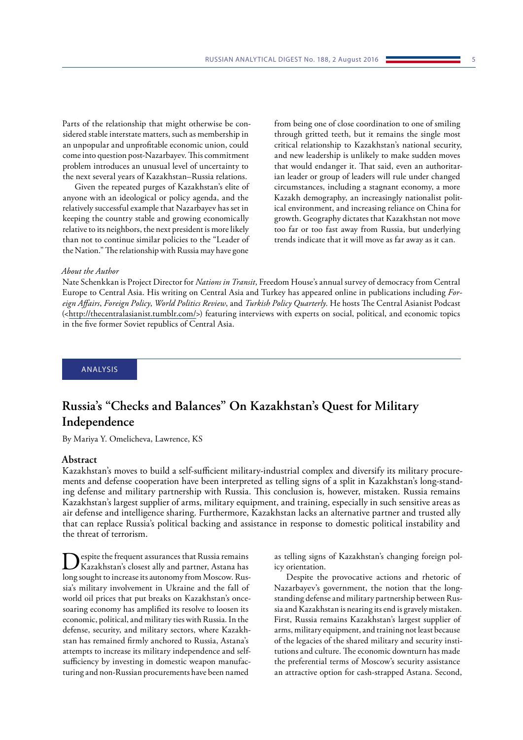Parts of the relationship that might otherwise be considered stable interstate matters, such as membership in an unpopular and unprofitable economic union, could come into question post-Nazarbayev. This commitment problem introduces an unusual level of uncertainty to the next several years of Kazakhstan–Russia relations.

Given the repeated purges of Kazakhstan's elite of anyone with an ideological or policy agenda, and the relatively successful example that Nazarbayev has set in keeping the country stable and growing economically relative to its neighbors, the next president is more likely than not to continue similar policies to the "Leader of the Nation." The relationship with Russia may have gone from being one of close coordination to one of smiling through gritted teeth, but it remains the single most critical relationship to Kazakhstan's national security, and new leadership is unlikely to make sudden moves that would endanger it. That said, even an authoritarian leader or group of leaders will rule under changed circumstances, including a stagnant economy, a more Kazakh demography, an increasingly nationalist political environment, and increasing reliance on China for growth. Geography dictates that Kazakhstan not move too far or too fast away from Russia, but underlying trends indicate that it will move as far away as it can.

*About the Author*

Nate Schenkkan is Project Director for *Nations in Transit*, Freedom House's annual survey of democracy from Central Europe to Central Asia. His writing on Central Asia and Turkey has appeared online in publications including *Foreign Affairs*, *Foreign Policy*, *World Politics Review*, and *Turkish Policy Quarterly*. He hosts The Central Asianist Podcast (<http://thecentralasianist.tumblr.com/>) featuring interviews with experts on social, political, and economic topics in the five former Soviet republics of Central Asia.

ANALYSIS

# Russia's "Checks and Balances" On Kazakhstan's Quest for Military Independence

By Mariya Y. Omelicheva, Lawrence, KS

## Abstract

Kazakhstan's moves to build a self-sufficient military-industrial complex and diversify its military procurements and defense cooperation have been interpreted as telling signs of a split in Kazakhstan's long-standing defense and military partnership with Russia. This conclusion is, however, mistaken. Russia remains Kazakhstan's largest supplier of arms, military equipment, and training, especially in such sensitive areas as air defense and intelligence sharing. Furthermore, Kazakhstan lacks an alternative partner and trusted ally that can replace Russia's political backing and assistance in response to domestic political instability and the threat of terrorism.

Despite the frequent assurances that Russia remains Kazakhstan's closest ally and partner, Astana has long sought to increase its autonomy from Moscow. Russia's military involvement in Ukraine and the fall of world oil prices that put breaks on Kazakhstan's once-soaring economy has amplified its resolve to loosen its economic, political, and military ties with Russia. In the defense, security, and military sectors, where Kazakhstan has remained firmly anchored to Russia, Astana's attempts to increase its military independence and self-sufficiency by investing in domestic weapon manufacturing and non-Russian procurements have been named as telling signs of Kazakhstan's changing foreign policy orientation.

Despite the provocative actions and rhetoric of Nazarbayev's government, the notion that the long-standing defense and military partnership between Russia and Kazakhstan is nearing its end is gravely mistaken. First, Russia remains Kazakhstan's largest supplier of arms, military equipment, and training not least because of the legacies of the shared military and security institutions and culture. The economic downturn has made the preferential terms of Moscow's security assistance an attractive option for cash-strapped Astana. Second,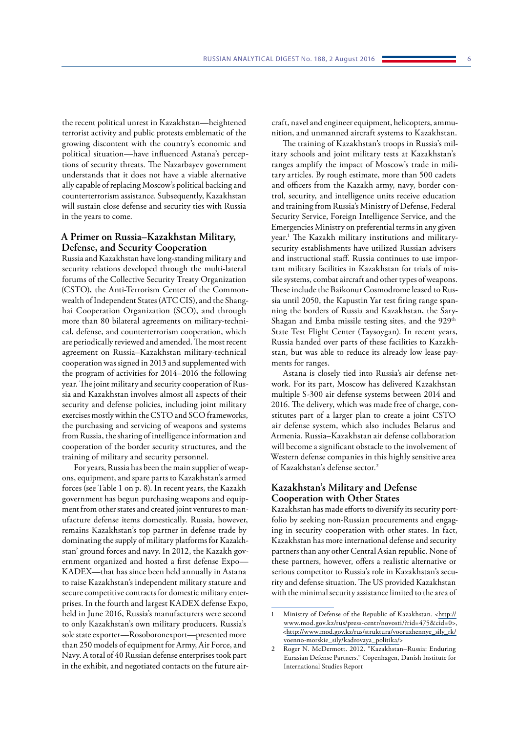the recent political unrest in Kazakhstan—heightened terrorist activity and public protests emblematic of the growing discontent with the country's economic and political situation—have influenced Astana's perceptions of security threats. The Nazarbayev government understands that it does not have a viable alternative ally capable of replacing Moscow's political backing and counterterrorism assistance. Subsequently, Kazakhstan will sustain close defense and security ties with Russia in the years to come.

## A Primer on Russia–Kazakhstan Military, Defense, and Security Cooperation

Russia and Kazakhstan have long-standing military and security relations developed through the multi-lateral forums of the Collective Security Treaty Organization (CSTO), the Anti-Terrorism Center of the Commonwealth of Independent States (ATC CIS), and the Shanghai Cooperation Organization (SCO), and through more than 80 bilateral agreements on military-technical, defense, and counterterrorism cooperation, which are periodically reviewed and amended. The most recent agreement on Russia–Kazakhstan military-technical cooperation was signed in 2013 and supplemented with the program of activities for 2014–2016 the following year. The joint military and security cooperation of Russia and Kazakhstan involves almost all aspects of their security and defense policies, including joint military exercises mostly within the CSTO and SCO frameworks, the purchasing and servicing of weapons and systems from Russia, the sharing of intelligence information and cooperation of the border security structures, and the training of military and security personnel.

For years, Russia has been the main supplier of weapons, equipment, and spare parts to Kazakhstan's armed forces (see Table 1 on p. 8). In recent years, the Kazakh government has begun purchasing weapons and equipment from other states and created joint ventures to manufacture defense items domestically. Russia, however, remains Kazakhstan's top partner in defense trade by dominating the supply of military platforms for Kazakhstan' ground forces and navy. In 2012, the Kazakh government organized and hosted a first defense Expo—KADEX—that has since been held annually in Astana to raise Kazakhstan's independent military stature and secure competitive contracts for domestic military enterprises. In the fourth and largest KADEX defense Expo, held in June 2016, Russia's manufacturers were second to only Kazakhstan's own military producers. Russia's sole state exporter—Rosoboronexport—presented more than 250 models of equipment for Army, Air Force, and Navy. A total of 40 Russian defense enterprises took part in the exhibit, and negotiated contacts on the future aircraft, navel and engineer equipment, helicopters, ammunition, and unmanned aircraft systems to Kazakhstan.

The training of Kazakhstan's troops in Russia's military schools and joint military tests at Kazakhstan's ranges amplify the impact of Moscow's trade in military articles. By rough estimate, more than 500 cadets and officers from the Kazakh army, navy, border control, security, and intelligence units receive education and training from Russia's Ministry of Defense, Federal Security Service, Foreign Intelligence Service, and the Emergencies Ministry on preferential terms in any given year.[1] The Kazakh military institutions and military-security establishments have utilized Russian advisers and instructional staff. Russia continues to use important military facilities in Kazakhstan for trials of missile systems, combat aircraft and other types of weapons. These include the Baikonur Cosmodrome leased to Russia until 2050, the Kapustin Yar test firing range spanning the borders of Russia and Kazakhstan, the Sary-Shagan and Emba missile testing sites, and the 929th State Test Flight Center (Taysoygan). In recent years, Russia handed over parts of these facilities to Kazakhstan, but was able to reduce its already low lease payments for ranges.

Astana is closely tied into Russia's air defense network. For its part, Moscow has delivered Kazakhstan multiple S-300 air defense systems between 2014 and 2016. The delivery, which was made free of charge, constitutes part of a larger plan to create a joint CSTO air defense system, which also includes Belarus and Armenia. Russia–Kazakhstan air defense collaboration will become a significant obstacle to the involvement of Western defense companies in this highly sensitive area of Kazakhstan's defense sector.[2]

## Kazakhstan's Military and Defense Cooperation with Other States

Kazakhstan has made efforts to diversify its security portfolio by seeking non-Russian procurements and engaging in security cooperation with other states. In fact, Kazakhstan has more international defense and security partners than any other Central Asian republic. None of these partners, however, offers a realistic alternative or serious competitor to Russia's role in Kazakhstan's security and defense situation. The US provided Kazakhstan with the minimal security assistance limited to the area of

---

1 Ministry of Defense of the Republic of Kazakhstan. <http://www.mod.gov.kz/rus/press-centr/novosti/?rid=475&cid=0>, <http://www.mod.gov.kz/rus/struktura/vooruzhennye_sily_rk/voenno-morskie_sily/kadrovaya_politika/>

2 Roger N. McDermott. 2012. "Kazakhstan–Russia: Enduring Eurasian Defense Partners." Copenhagen, Danish Institute for International Studies Report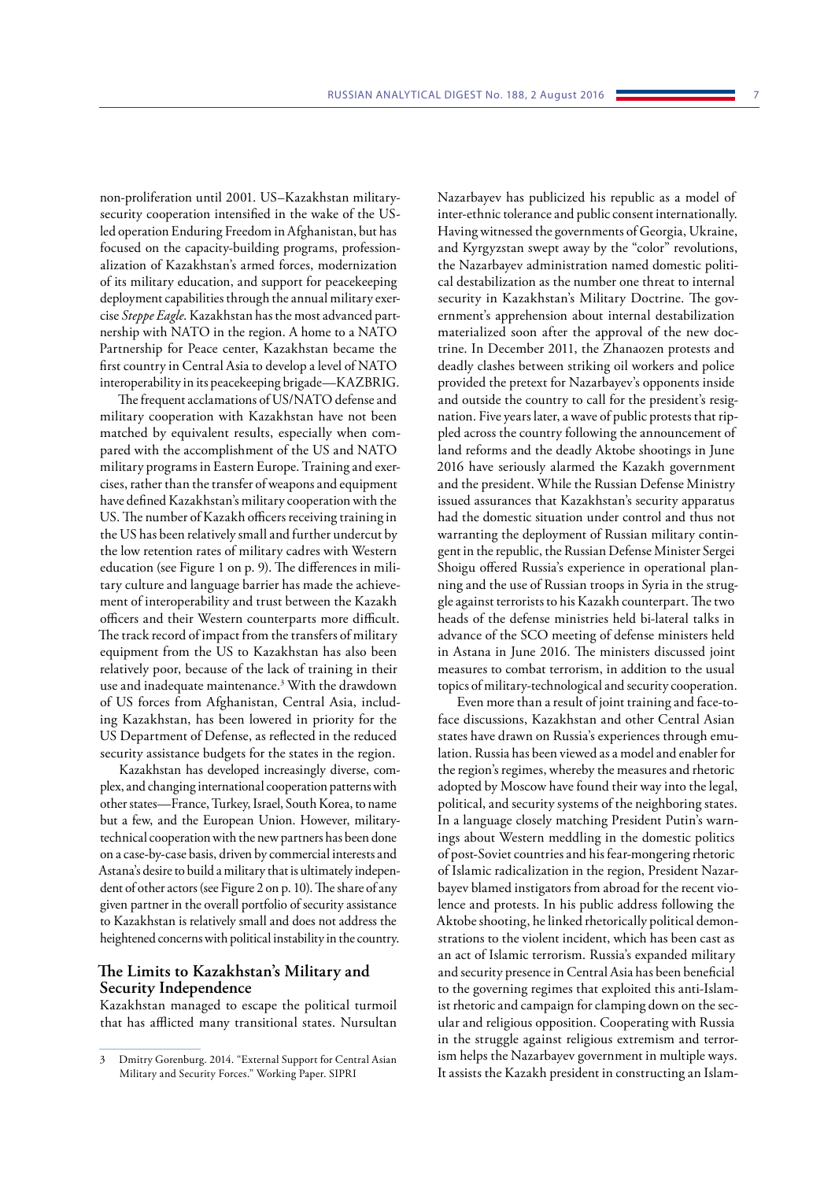non-proliferation until 2001. US–Kazakhstan military-security cooperation intensified in the wake of the US-led operation Enduring Freedom in Afghanistan, but has focused on the capacity-building programs, professionalization of Kazakhstan's armed forces, modernization of its military education, and support for peacekeeping deployment capabilities through the annual military exercise *Steppe Eagle*. Kazakhstan has the most advanced partnership with NATO in the region. A home to a NATO Partnership for Peace center, Kazakhstan became the first country in Central Asia to develop a level of NATO interoperability in its peacekeeping brigade—KAZBRIG.

The frequent acclamations of US/NATO defense and military cooperation with Kazakhstan have not been matched by equivalent results, especially when compared with the accomplishment of the US and NATO military programs in Eastern Europe. Training and exercises, rather than the transfer of weapons and equipment have defined Kazakhstan's military cooperation with the US. The number of Kazakh officers receiving training in the US has been relatively small and further undercut by the low retention rates of military cadres with Western education (see Figure 1 on p. 9). The differences in military culture and language barrier has made the achievement of interoperability and trust between the Kazakh officers and their Western counterparts more difficult. The track record of impact from the transfers of military equipment from the US to Kazakhstan has also been relatively poor, because of the lack of training in their use and inadequate maintenance.[3] With the drawdown of US forces from Afghanistan, Central Asia, including Kazakhstan, has been lowered in priority for the US Department of Defense, as reflected in the reduced security assistance budgets for the states in the region.

Kazakhstan has developed increasingly diverse, complex, and changing international cooperation patterns with other states—France, Turkey, Israel, South Korea, to name but a few, and the European Union. However, military-technical cooperation with the new partners has been done on a case-by-case basis, driven by commercial interests and Astana's desire to build a military that is ultimately independent of other actors (see Figure 2 on p. 10). The share of any given partner in the overall portfolio of security assistance to Kazakhstan is relatively small and does not address the heightened concerns with political instability in the country.

## The Limits to Kazakhstan's Military and Security Independence

Kazakhstan managed to escape the political turmoil that has afflicted many transitional states. Nursultan Nazarbayev has publicized his republic as a model of inter-ethnic tolerance and public consent internationally. Having witnessed the governments of Georgia, Ukraine, and Kyrgyzstan swept away by the "color" revolutions, the Nazarbayev administration named domestic political destabilization as the number one threat to internal security in Kazakhstan's Military Doctrine. The government's apprehension about internal destabilization materialized soon after the approval of the new doctrine. In December 2011, the Zhanaozen protests and deadly clashes between striking oil workers and police provided the pretext for Nazarbayev's opponents inside and outside the country to call for the president's resignation. Five years later, a wave of public protests that rippled across the country following the announcement of land reforms and the deadly Aktobe shootings in June 2016 have seriously alarmed the Kazakh government and the president. While the Russian Defense Ministry issued assurances that Kazakhstan's security apparatus had the domestic situation under control and thus not warranting the deployment of Russian military contingent in the republic, the Russian Defense Minister Sergei Shoigu offered Russia's experience in operational planning and the use of Russian troops in Syria in the struggle against terrorists to his Kazakh counterpart. The two heads of the defense ministries held bi-lateral talks in advance of the SCO meeting of defense ministers held in Astana in June 2016. The ministers discussed joint measures to combat terrorism, in addition to the usual topics of military-technological and security cooperation.

Even more than a result of joint training and face-to-face discussions, Kazakhstan and other Central Asian states have drawn on Russia's experiences through emulation. Russia has been viewed as a model and enabler for the region's regimes, whereby the measures and rhetoric adopted by Moscow have found their way into the legal, political, and security systems of the neighboring states. In a language closely matching President Putin's warnings about Western meddling in the domestic politics of post-Soviet countries and his fear-mongering rhetoric of Islamic radicalization in the region, President Nazarbayev blamed instigators from abroad for the recent violence and protests. In his public address following the Aktobe shooting, he linked rhetorically political demonstrations to the violent incident, which has been cast as an act of Islamic terrorism. Russia's expanded military and security presence in Central Asia has been beneficial to the governing regimes that exploited this anti-Islamist rhetoric and campaign for clamping down on the secular and religious opposition. Cooperating with Russia in the struggle against religious extremism and terrorism helps the Nazarbayev government in multiple ways. It assists the Kazakh president in constructing an Islam-

3 Dmitry Gorenburg. 2014. "External Support for Central Asian Military and Security Forces." Working Paper. SIPRI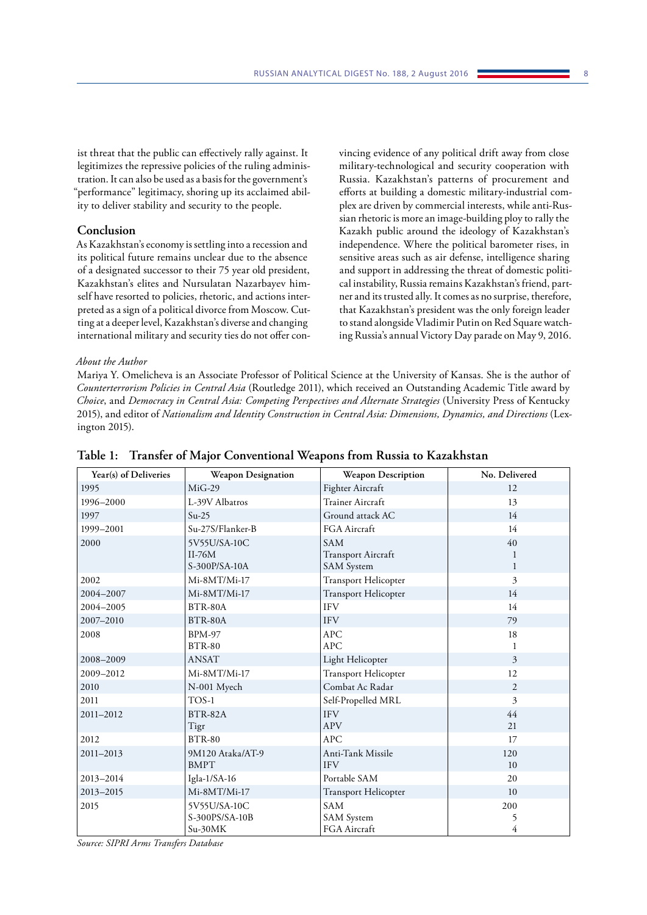ist threat that the public can effectively rally against. It legitimizes the repressive policies of the ruling administration. It can also be used as a basis for the government's "performance" legitimacy, shoring up its acclaimed ability to deliver stability and security to the people.

## Conclusion

As Kazakhstan's economy is settling into a recession and its political future remains unclear due to the absence of a designated successor to their 75 year old president, Kazakhstan's elites and Nursulatan Nazarbayev himself have resorted to policies, rhetoric, and actions interpreted as a sign of a political divorce from Moscow. Cutting at a deeper level, Kazakhstan's diverse and changing international military and security ties do not offer convincing evidence of any political drift away from close military-technological and security cooperation with Russia. Kazakhstan's patterns of procurement and efforts at building a domestic military-industrial complex are driven by commercial interests, while anti-Russian rhetoric is more an image-building ploy to rally the Kazakh public around the ideology of Kazakhstan's independence. Where the political barometer rises, in sensitive areas such as air defense, intelligence sharing and support in addressing the threat of domestic political instability, Russia remains Kazakhstan's friend, partner and its trusted ally. It comes as no surprise, therefore, that Kazakhstan's president was the only foreign leader to stand alongside Vladimir Putin on Red Square watching Russia's annual Victory Day parade on May 9, 2016.

*About the Author*

Mariya Y. Omelicheva is an Associate Professor of Political Science at the University of Kansas. She is the author of *Counterterrorism Policies in Central Asia* (Routledge 2011), which received an Outstanding Academic Title award by *Choice*, and *Democracy in Central Asia: Competing Perspectives and Alternate Strategies* (University Press of Kentucky 2015), and editor of *Nationalism and Identity Construction in Central Asia: Dimensions, Dynamics, and Directions* (Lexington 2015).

**Table 1: Transfer of Major Conventional Weapons from Russia to Kazakhstan**

| Year(s) of Deliveries | Weapon Designation | Weapon Description | No. Delivered |
|---|---|---|---|
| 1995 | MiG-29 | Fighter Aircraft | 12 |
| 1996–2000 | L-39V Albatros | Trainer Aircraft | 13 |
| 1997 | Su-25 | Ground attack AC | 14 |
| 1999–2001 | Su-27S/Flanker-B | FGA Aircraft | 14 |
| 2000 | 5V55U/SA-10C<br>Il-76M<br>S-300P/SA-10A | SAM<br>Transport Aircraft<br>SAM System | 40<br>1<br>1 |
| 2002 | Mi-8MT/Mi-17 | Transport Helicopter | 3 |
| 2004–2007 | Mi-8MT/Mi-17 | Transport Helicopter | 14 |
| 2004–2005 | BTR-80A | IFV | 14 |
| 2007–2010 | BTR-80A | IFV | 79 |
| 2008 | BPM-97<br>BTR-80 | APC<br>APC | 18<br>1 |
| 2008–2009 | ANSAT | Light Helicopter | 3 |
| 2009–2012 | Mi-8MT/Mi-17 | Transport Helicopter | 12 |
| 2010 | N-001 Myech | Combat Ac Radar | 2 |
| 2011 | TOS-1 | Self-Propelled MRL | 3 |
| 2011–2012 | BTR-82A<br>Tigr | IFV<br>APV | 44<br>21 |
| 2012 | BTR-80 | APC | 17 |
| 2011–2013 | 9M120 Ataka/AT-9<br>BMPT | Anti-Tank Missile<br>IFV | 120<br>10 |
| 2013–2014 | Igla-1/SA-16 | Portable SAM | 20 |
| 2013–2015 | Mi-8MT/Mi-17 | Transport Helicopter | 10 |
| 2015 | 5V55U/SA-10C<br>S-300PS/SA-10B<br>Su-30MK | SAM<br>SAM System<br>FGA Aircraft | 200<br>5<br>4 |

*Source: SIPRI Arms Transfers Database*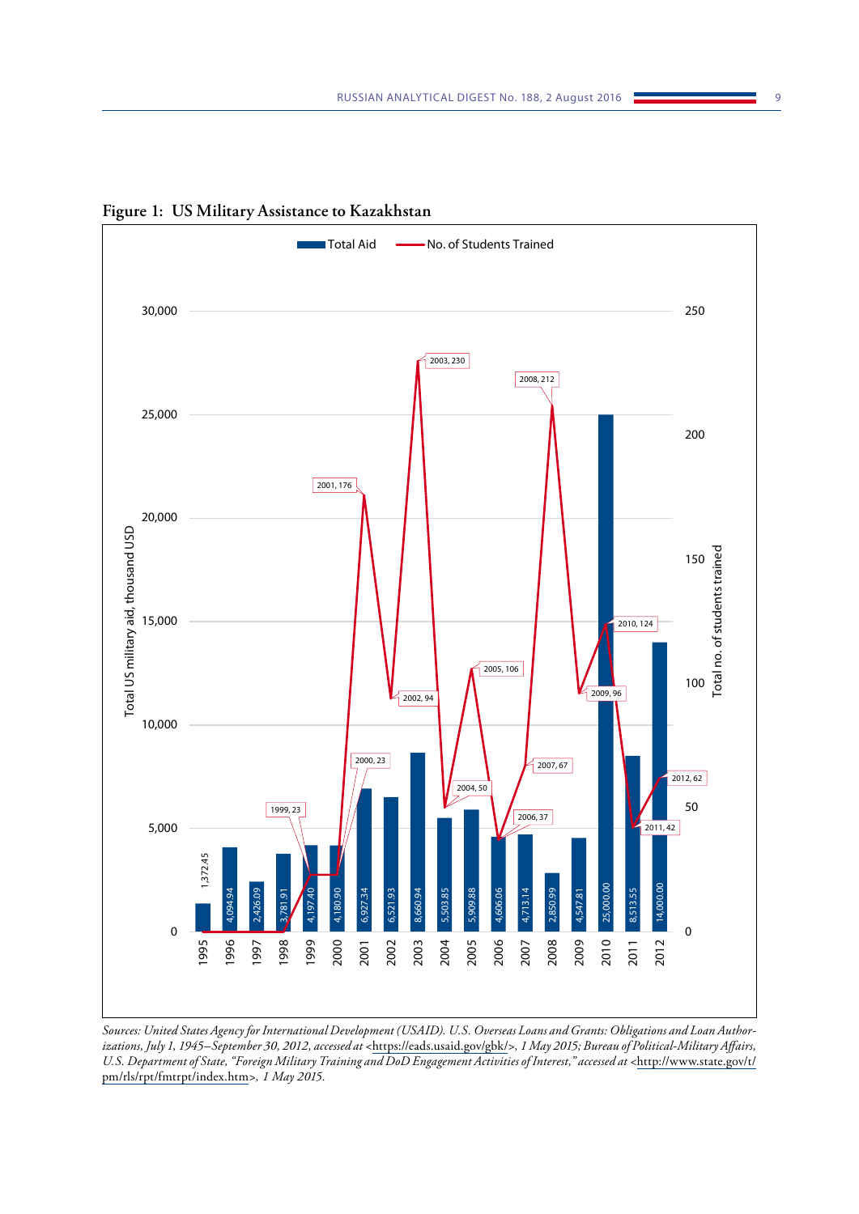**Figure 1: US Military Assistance to Kazakhstan**

| Year | Total Aid (thousand USD) | No. of Students Trained |
|---|---|---|
| 1995 | 1,372.45 | |
| 1996 | 4,094.94 | |
| 1997 | 2,426.09 | |
| 1998 | 3,781.91 | |
| 1999 | 4,197.40 | 23 |
| 2000 | 4,180.90 | 23 |
| 2001 | 6,927.34 | 176 |
| 2002 | 6,521.93 | 94 |
| 2003 | 8,660.94 | 230 |
| 2004 | 5,503.85 | 50 |
| 2005 | 5,909.88 | 106 |
| 2006 | 4,606.06 | 37 |
| 2007 | 4,713.14 | 67 |
| 2008 | 2,850.99 | 212 |
| 2009 | 4,547.81 | 96 |
| 2010 | 25,000.00 | 124 |
| 2011 | 8,513.55 | 42 |
| 2012 | 14,000.00 | 62 |

*Sources: United States Agency for International Development (USAID). U.S. Overseas Loans and Grants: Obligations and Loan Authorizations, July 1, 1945–September 30, 2012, accessed at <https://eads.usaid.gov/gbk/>, 1 May 2015; Bureau of Political-Military Affairs, U.S. Department of State, "Foreign Military Training and DoD Engagement Activities of Interest," accessed at <http://www.state.gov/t/pm/rls/rpt/fmtrpt/index.htm>, 1 May 2015.*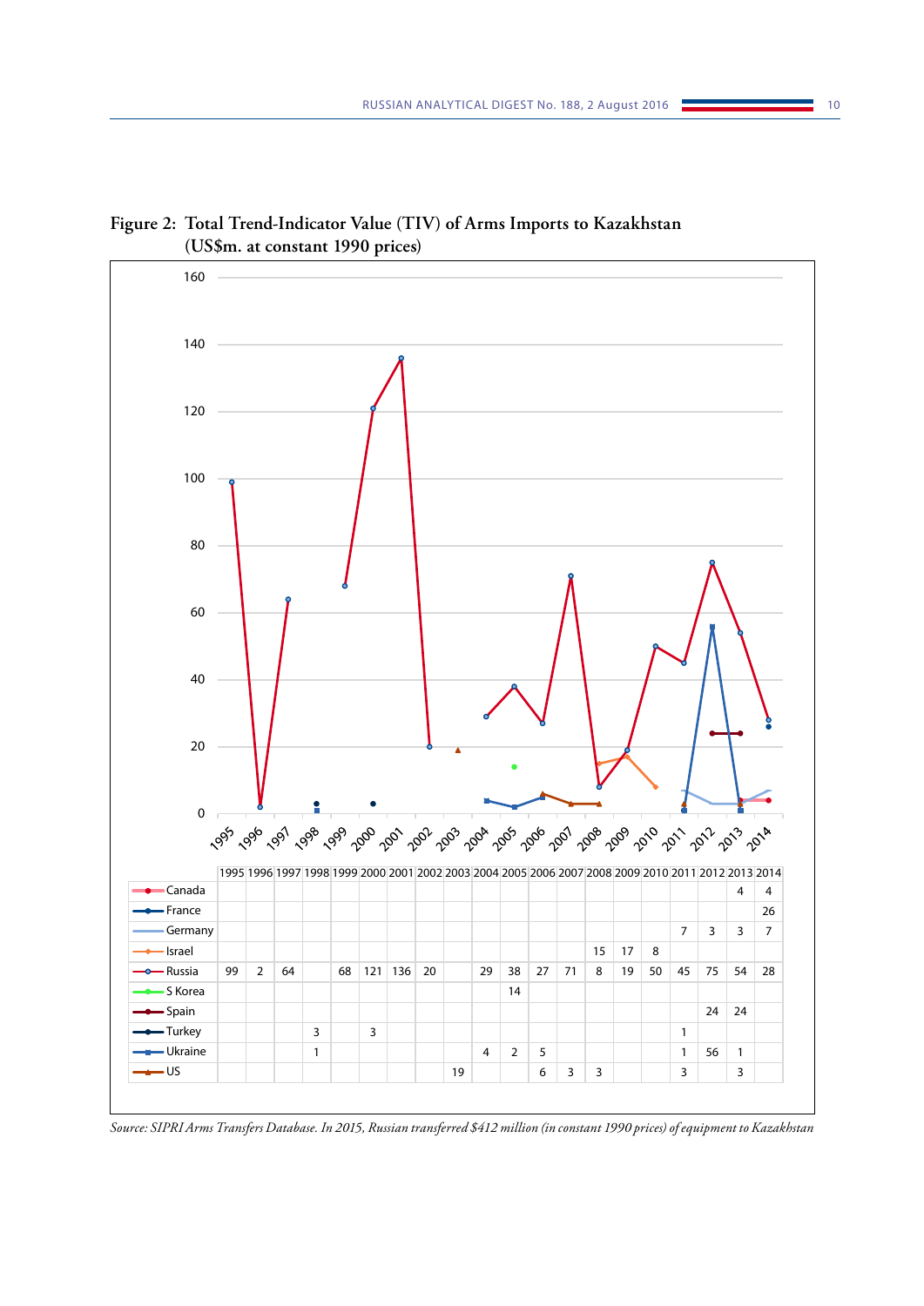**Figure 2: Total Trend-Indicator Value (TIV) of Arms Imports to Kazakhstan (US$m. at constant 1990 prices)**

| | 1995 | 1996 | 1997 | 1998 | 1999 | 2000 | 2001 | 2002 | 2003 | 2004 | 2005 | 2006 | 2007 | 2008 | 2009 | 2010 | 2011 | 2012 | 2013 | 2014 |
|---|---|---|---|---|---|---|---|---|---|---|---|---|---|---|---|---|---|---|---|---|
| Canada | | | | | | | | | | | | | | | | | | | 4 | 4 |
| France | | | | | | | | | | | | | | | | | | | | 26 |
| Germany | | | | | | | | | | | | | | | | | 7 | 3 | 3 | 7 |
| Israel | | | | | | | | | | | | | | 15 | 17 | 8 | | | | |
| Russia | 99 | 2 | 64 | | 68 | 121 | 136 | 20 | | 29 | 38 | 27 | 71 | 8 | 19 | 50 | 45 | 75 | 54 | 28 |
| S Korea | | | | | | | | | | | 14 | | | | | | | | | |
| Spain | | | | | | | | | | | | | | | | | | 24 | 24 | |
| Turkey | | | | 3 | | 3 | | | | | | | | | | | 1 | | | |
| Ukraine | | | | 1 | | | | | | 4 | 2 | 5 | | | | | 1 | 56 | 1 | |
| US | | | | | | | | | 19 | | | 6 | 3 | 3 | | | 3 | | 3 | |

*Source: SIPRI Arms Transfers Database. In 2015, Russian transferred $412 million (in constant 1990 prices) of equipment to Kazakhstan*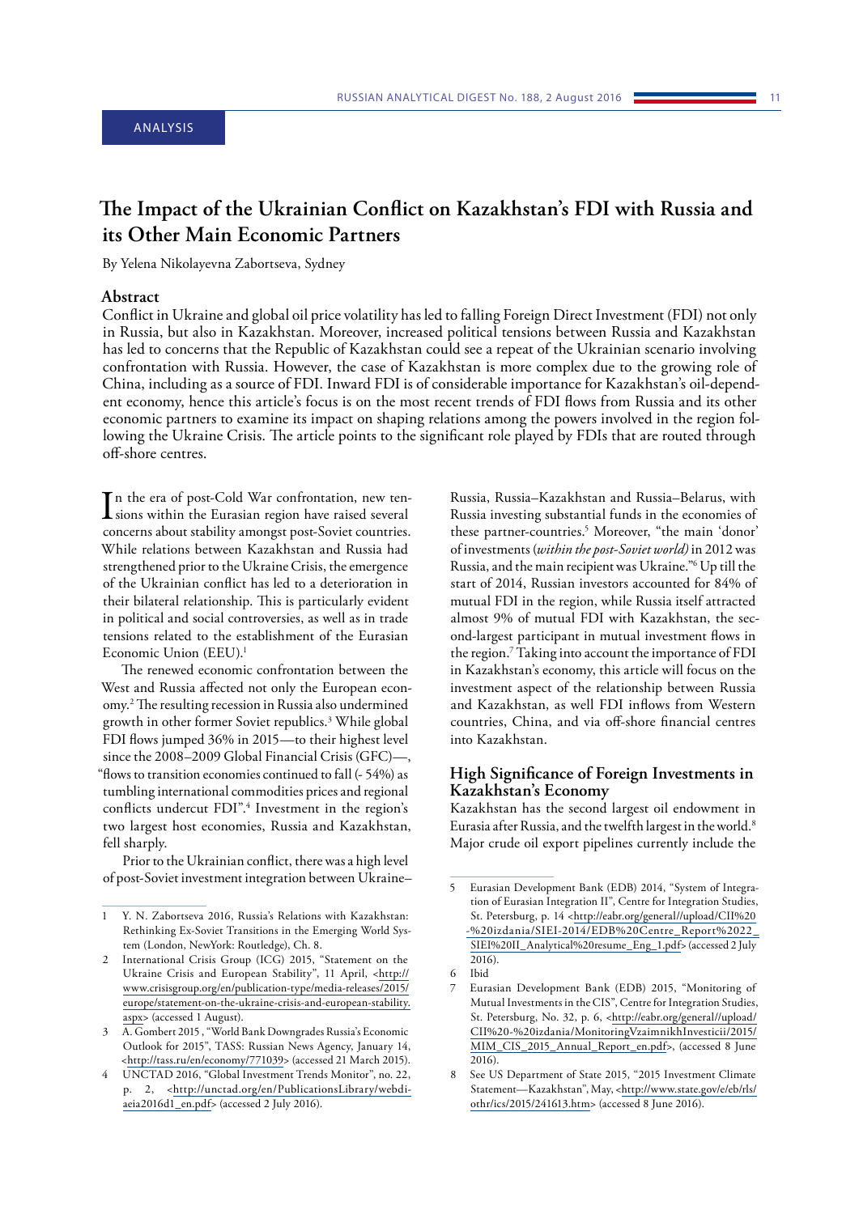ANALYSIS

# The Impact of the Ukrainian Conflict on Kazakhstan's FDI with Russia and its Other Main Economic Partners

By Yelena Nikolayevna Zabortseva, Sydney

## Abstract

Conflict in Ukraine and global oil price volatility has led to falling Foreign Direct Investment (FDI) not only in Russia, but also in Kazakhstan. Moreover, increased political tensions between Russia and Kazakhstan has led to concerns that the Republic of Kazakhstan could see a repeat of the Ukrainian scenario involving confrontation with Russia. However, the case of Kazakhstan is more complex due to the growing role of China, including as a source of FDI. Inward FDI is of considerable importance for Kazakhstan's oil-dependent economy, hence this article's focus is on the most recent trends of FDI flows from Russia and its other economic partners to examine its impact on shaping relations among the powers involved in the region following the Ukraine Crisis. The article points to the significant role played by FDIs that are routed through off-shore centres.

In the era of post-Cold War confrontation, new tensions within the Eurasian region have raised several concerns about stability amongst post-Soviet countries. While relations between Kazakhstan and Russia had strengthened prior to the Ukraine Crisis, the emergence of the Ukrainian conflict has led to a deterioration in their bilateral relationship. This is particularly evident in political and social controversies, as well as in trade tensions related to the establishment of the Eurasian Economic Union (EEU).[1]

The renewed economic confrontation between the West and Russia affected not only the European economy.[2] The resulting recession in Russia also undermined growth in other former Soviet republics.[3] While global FDI flows jumped 36% in 2015—to their highest level since the 2008–2009 Global Financial Crisis (GFC)—, "flows to transition economies continued to fall (- 54%) as tumbling international commodities prices and regional conflicts undercut FDI".[4] Investment in the region's two largest host economies, Russia and Kazakhstan, fell sharply.

Prior to the Ukrainian conflict, there was a high level of post-Soviet investment integration between Ukraine–Russia, Russia–Kazakhstan and Russia–Belarus, with Russia investing substantial funds in the economies of these partner-countries.[5] Moreover, "the main 'donor' of investments (*within the post-Soviet world)* in 2012 was Russia, and the main recipient was Ukraine."[6] Up till the start of 2014, Russian investors accounted for 84% of mutual FDI in the region, while Russia itself attracted almost 9% of mutual FDI with Kazakhstan, the second-largest participant in mutual investment flows in the region.[7] Taking into account the importance of FDI in Kazakhstan's economy, this article will focus on the investment aspect of the relationship between Russia and Kazakhstan, as well FDI inflows from Western countries, China, and via off-shore financial centres into Kazakhstan.

## High Significance of Foreign Investments in Kazakhstan's Economy

Kazakhstan has the second largest oil endowment in Eurasia after Russia, and the twelfth largest in the world.[8] Major crude oil export pipelines currently include the

---

1 Y. N. Zabortseva 2016, Russia's Relations with Kazakhstan: Rethinking Ex-Soviet Transitions in the Emerging World System (London, NewYork: Routledge), Ch. 8.

2 International Crisis Group (ICG) 2015, "Statement on the Ukraine Crisis and European Stability", 11 April, <http://www.crisisgroup.org/en/publication-type/media-releases/2015/europe/statement-on-the-ukraine-crisis-and-european-stability.aspx> (accessed 1 August).

3 A. Gombert 2015 , "World Bank Downgrades Russia's Economic Outlook for 2015", TASS: Russian News Agency, January 14, <http://tass.ru/en/economy/771039> (accessed 21 March 2015).

4 UNCTAD 2016, "Global Investment Trends Monitor", no. 22, p. 2, <http://unctad.org/en/PublicationsLibrary/webdiaeia2016d1_en.pdf> (accessed 2 July 2016).

5 Eurasian Development Bank (EDB) 2014, "System of Integration of Eurasian Integration II", Centre for Integration Studies, St. Petersburg, p. 14 <http://eabr.org/general//upload/CII%20-%20izdania/SIEI-2014/EDB%20Centre_Report%2022_SIEI%20II_Analytical%20resume_Eng_1.pdf> (accessed 2 July 2016).

6 Ibid

7 Eurasian Development Bank (EDB) 2015, "Monitoring of Mutual Investments in the CIS", Centre for Integration Studies, St. Petersburg, No. 32, p. 6, <http://eabr.org/general//upload/CII%20-%20izdania/MonitoringVzaimnikhInvesticii/2015/MIM_CIS_2015_Annual_Report_en.pdf>, (accessed 8 June 2016).

8 See US Department of State 2015, "2015 Investment Climate Statement—Kazakhstan", May, <http://www.state.gov/e/eb/rls/othr/ics/2015/241613.htm> (accessed 8 June 2016).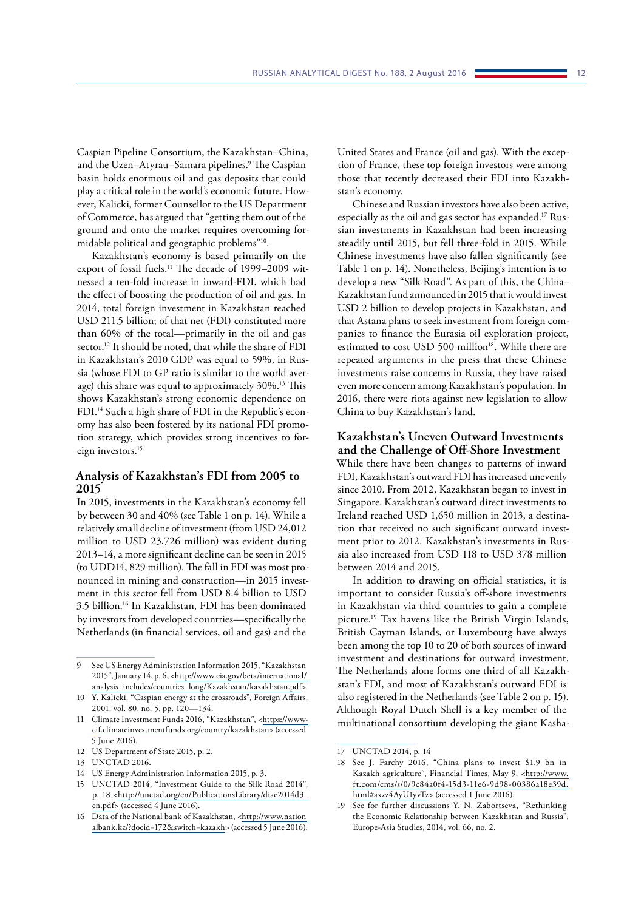Caspian Pipeline Consortium, the Kazakhstan–China, and the Uzen–Atyrau–Samara pipelines.[9] The Caspian basin holds enormous oil and gas deposits that could play a critical role in the world's economic future. However, Kalicki, former Counsellor to the US Department of Commerce, has argued that "getting them out of the ground and onto the market requires overcoming formidable political and geographic problems"[10].

Kazakhstan's economy is based primarily on the export of fossil fuels.[11] The decade of 1999–2009 witnessed a ten-fold increase in inward-FDI, which had the effect of boosting the production of oil and gas. In 2014, total foreign investment in Kazakhstan reached USD 211.5 billion; of that net (FDI) constituted more than 60% of the total—primarily in the oil and gas sector.[12] It should be noted, that while the share of FDI in Kazakhstan's 2010 GDP was equal to 59%, in Russia (whose FDI to GP ratio is similar to the world average) this share was equal to approximately 30%.[13] This shows Kazakhstan's strong economic dependence on FDI.[14] Such a high share of FDI in the Republic's economy has also been fostered by its national FDI promotion strategy, which provides strong incentives to foreign investors.[15]

## Analysis of Kazakhstan's FDI from 2005 to 2015

In 2015, investments in the Kazakhstan's economy fell by between 30 and 40% (see Table 1 on p. 14). While a relatively small decline of investment (from USD 24,012 million to USD 23,726 million) was evident during 2013–14, a more significant decline can be seen in 2015 (to UDD14, 829 million). The fall in FDI was most pronounced in mining and construction—in 2015 investment in this sector fell from USD 8.4 billion to USD 3.5 billion.[16] In Kazakhstan, FDI has been dominated by investors from developed countries—specifically the Netherlands (in financial services, oil and gas) and the United States and France (oil and gas). With the exception of France, these top foreign investors were among those that recently decreased their FDI into Kazakhstan's economy.

Chinese and Russian investors have also been active, especially as the oil and gas sector has expanded.[17] Russian investments in Kazakhstan had been increasing steadily until 2015, but fell three-fold in 2015. While Chinese investments have also fallen significantly (see Table 1 on p. 14). Nonetheless, Beijing's intention is to develop a new "Silk Road". As part of this, the China–Kazakhstan fund announced in 2015 that it would invest USD 2 billion to develop projects in Kazakhstan, and that Astana plans to seek investment from foreign companies to finance the Eurasia oil exploration project, estimated to cost USD 500 million[18]. While there are repeated arguments in the press that these Chinese investments raise concerns in Russia, they have raised even more concern among Kazakhstan's population. In 2016, there were riots against new legislation to allow China to buy Kazakhstan's land.

## Kazakhstan's Uneven Outward Investments and the Challenge of Off-Shore Investment

While there have been changes to patterns of inward FDI, Kazakhstan's outward FDI has increased unevenly since 2010. From 2012, Kazakhstan began to invest in Singapore. Kazakhstan's outward direct investments to Ireland reached USD 1,650 million in 2013, a destination that received no such significant outward investment prior to 2012. Kazakhstan's investments in Russia also increased from USD 118 to USD 378 million between 2014 and 2015.

In addition to drawing on official statistics, it is important to consider Russia's off-shore investments in Kazakhstan via third countries to gain a complete picture.[19] Tax havens like the British Virgin Islands, British Cayman Islands, or Luxembourg have always been among the top 10 to 20 of both sources of inward investment and destinations for outward investment. The Netherlands alone forms one third of all Kazakhstan's FDI, and most of Kazakhstan's outward FDI is also registered in the Netherlands (see Table 2 on p. 15). Although Royal Dutch Shell is a key member of the multinational consortium developing the giant Kasha-

---

9 See US Energy Administration Information 2015, "Kazakhstan 2015", January 14, p. 6, <http://www.eia.gov/beta/international/analysis_includes/countries_long/Kazakhstan/kazakhstan.pdf>.

10 Y. Kalicki, "Caspian energy at the crossroads", Foreign Affairs, 2001, vol. 80, no. 5, pp. 120—134.

11 Climate Investment Funds 2016, "Kazakhstan", <https://www-cif.climateinvestmentfunds.org/country/kazakhstan> (accessed 5 June 2016).

12 US Department of State 2015, p. 2.

13 UNCTAD 2016.

14 US Energy Administration Information 2015, p. 3.

15 UNCTAD 2014, "Investment Guide to the Silk Road 2014", p. 18 <http://unctad.org/en/PublicationsLibrary/diae2014d3_en.pdf> (accessed 4 June 2016).

16 Data of the National bank of Kazakhstan, <http://www.nationalbank.kz/?docid=172&switch=kazakh> (accessed 5 June 2016).

17 UNCTAD 2014, p. 14

18 See J. Farchy 2016, "China plans to invest $1.9 bn in Kazakh agriculture", Financial Times, May 9, <http://www.ft.com/cms/s/0/9c84a0f4-15d3-11e6-9d98-00386a18e39d.html#axzz4AyU1yvTz> (accessed 1 June 2016).

19 See for further discussions Y. N. Zabortseva, "Rethinking the Economic Relationship between Kazakhstan and Russia", Europe-Asia Studies, 2014, vol. 66, no. 2.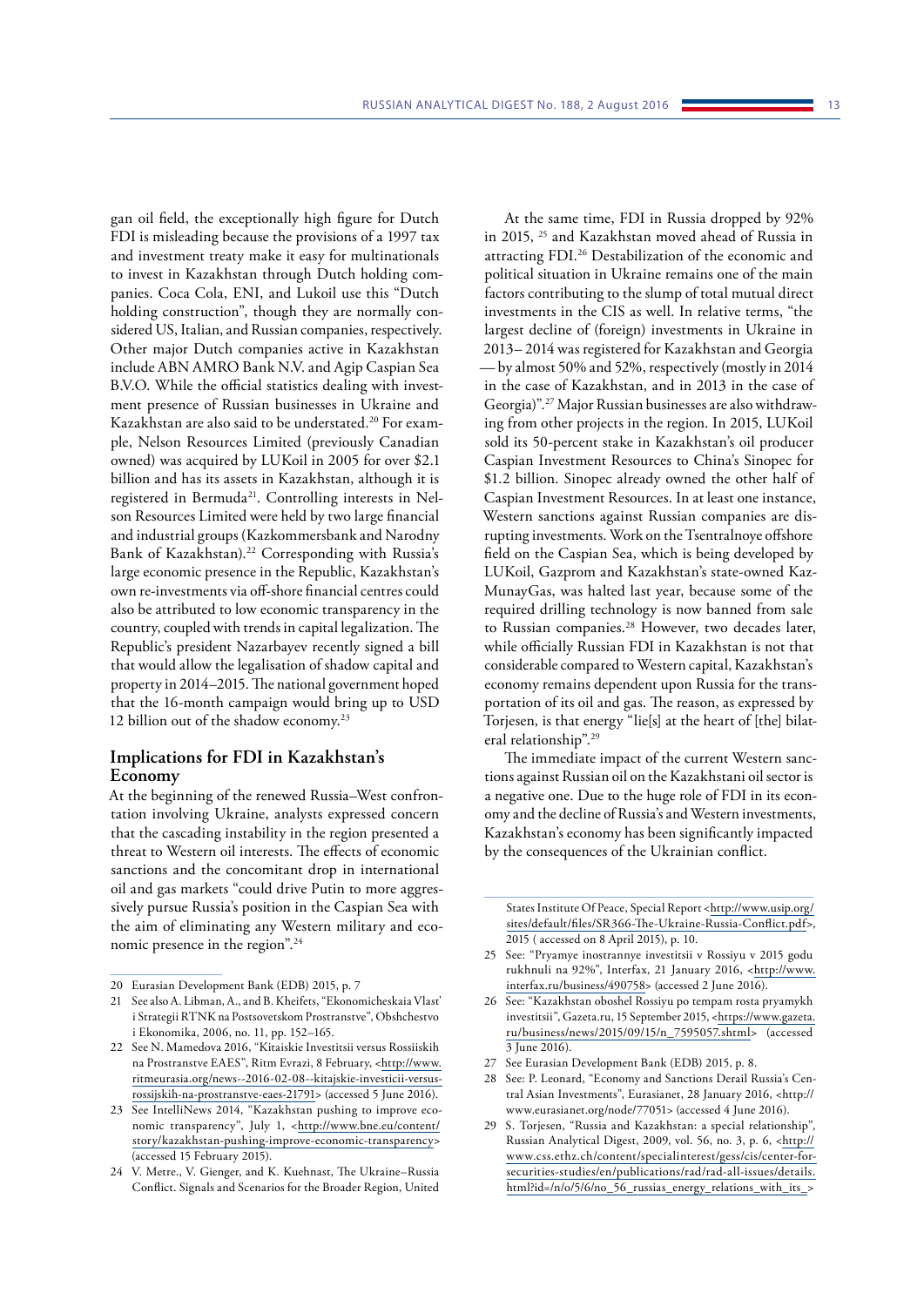gan oil field, the exceptionally high figure for Dutch FDI is misleading because the provisions of a 1997 tax and investment treaty make it easy for multinationals to invest in Kazakhstan through Dutch holding companies. Coca Cola, ENI, and Lukoil use this "Dutch holding construction", though they are normally considered US, Italian, and Russian companies, respectively. Other major Dutch companies active in Kazakhstan include ABN AMRO Bank N.V. and Agip Caspian Sea B.V.O. While the official statistics dealing with investment presence of Russian businesses in Ukraine and Kazakhstan are also said to be understated.[20] For example, Nelson Resources Limited (previously Canadian owned) was acquired by LUKoil in 2005 for over \$2.1 billion and has its assets in Kazakhstan, although it is registered in Bermuda[21]. Controlling interests in Nelson Resources Limited were held by two large financial and industrial groups (Kazkommersbank and Narodny Bank of Kazakhstan).[22] Corresponding with Russia's large economic presence in the Republic, Kazakhstan's own re-investments via off-shore financial centres could also be attributed to low economic transparency in the country, coupled with trends in capital legalization. The Republic's president Nazarbayev recently signed a bill that would allow the legalisation of shadow capital and property in 2014–2015. The national government hoped that the 16-month campaign would bring up to USD 12 billion out of the shadow economy.[23]

## Implications for FDI in Kazakhstan's Economy

At the beginning of the renewed Russia–West confrontation involving Ukraine, analysts expressed concern that the cascading instability in the region presented a threat to Western oil interests. The effects of economic sanctions and the concomitant drop in international oil and gas markets "could drive Putin to more aggressively pursue Russia's position in the Caspian Sea with the aim of eliminating any Western military and economic presence in the region".[24]

At the same time, FDI in Russia dropped by 92% in 2015, [25] and Kazakhstan moved ahead of Russia in attracting FDI.[26] Destabilization of the economic and political situation in Ukraine remains one of the main factors contributing to the slump of total mutual direct investments in the CIS as well. In relative terms, "the largest decline of (foreign) investments in Ukraine in 2013– 2014 was registered for Kazakhstan and Georgia — by almost 50% and 52%, respectively (mostly in 2014 in the case of Kazakhstan, and in 2013 in the case of Georgia)".[27] Major Russian businesses are also withdrawing from other projects in the region. In 2015, LUKoil sold its 50-percent stake in Kazakhstan's oil producer Caspian Investment Resources to China's Sinopec for \$1.2 billion. Sinopec already owned the other half of Caspian Investment Resources. In at least one instance, Western sanctions against Russian companies are disrupting investments. Work on the Tsentralnoye offshore field on the Caspian Sea, which is being developed by LUKoil, Gazprom and Kazakhstan's state-owned KazMunayGas, was halted last year, because some of the required drilling technology is now banned from sale to Russian companies.[28] However, two decades later, while officially Russian FDI in Kazakhstan is not that considerable compared to Western capital, Kazakhstan's economy remains dependent upon Russia for the transportation of its oil and gas. The reason, as expressed by Torjesen, is that energy "lie[s] at the heart of [the] bilateral relationship".[29]

The immediate impact of the current Western sanctions against Russian oil on the Kazakhstani oil sector is a negative one. Due to the huge role of FDI in its economy and the decline of Russia's and Western investments, Kazakhstan's economy has been significantly impacted by the consequences of the Ukrainian conflict.

---

20 Eurasian Development Bank (EDB) 2015, p. 7

21 See also A. Libman, A., and B. Kheifets, "Ekonomicheskaia Vlast' i Strategii RTNK na Postsovetskom Prostranstve", Obshchestvo i Ekonomika, 2006, no. 11, pp. 152–165.

22 See N. Mamedova 2016, "Kitaiskie Investitsii versus Rossiiskih na Prostranstve EAES", Ritm Evrazi, 8 February, <http://www.ritmeurasia.org/news--2016-02-08--kitajskie-investicii-versus-rossijskih-na-prostranstve-eaes-21791> (accessed 5 June 2016).

23 See IntelliNews 2014, "Kazakhstan pushing to improve economic transparency", July 1, <http://www.bne.eu/content/story/kazakhstan-pushing-improve-economic-transparency> (accessed 15 February 2015).

24 V. Metre., V. Gienger, and K. Kuehnast, The Ukraine–Russia Conflict. Signals and Scenarios for the Broader Region, United States Institute Of Peace, Special Report <http://www.usip.org/sites/default/files/SR366-The-Ukraine-Russia-Conflict.pdf>, 2015 ( accessed on 8 April 2015), p. 10.

25 See: "Pryamye inostrannye investitsii v Rossiyu v 2015 godu rukhnuli na 92%", Interfax, 21 January 2016, <http://www.interfax.ru/business/490758> (accessed 2 June 2016).

26 See: "Kazakhstan oboshel Rossiyu po tempam rosta pryamykh investitsii", Gazeta.ru, 15 September 2015, <https://www.gazeta.ru/business/news/2015/09/15/n_7595057.shtml> (accessed 3 June 2016).

27 See Eurasian Development Bank (EDB) 2015, p. 8.

28 See: P. Leonard, "Economy and Sanctions Derail Russia's Central Asian Investments", Eurasianet, 28 January 2016, <http://www.eurasianet.org/node/77051> (accessed 4 June 2016).

29 S. Torjesen, "Russia and Kazakhstan: a special relationship", Russian Analytical Digest, 2009, vol. 56, no. 3, p. 6, <http://www.css.ethz.ch/content/specialinterest/gess/cis/center-for-securities-studies/en/publications/rad/rad-all-issues/details.html?id=/n/o/5/6/no_56_russias_energy_relations_with_its_>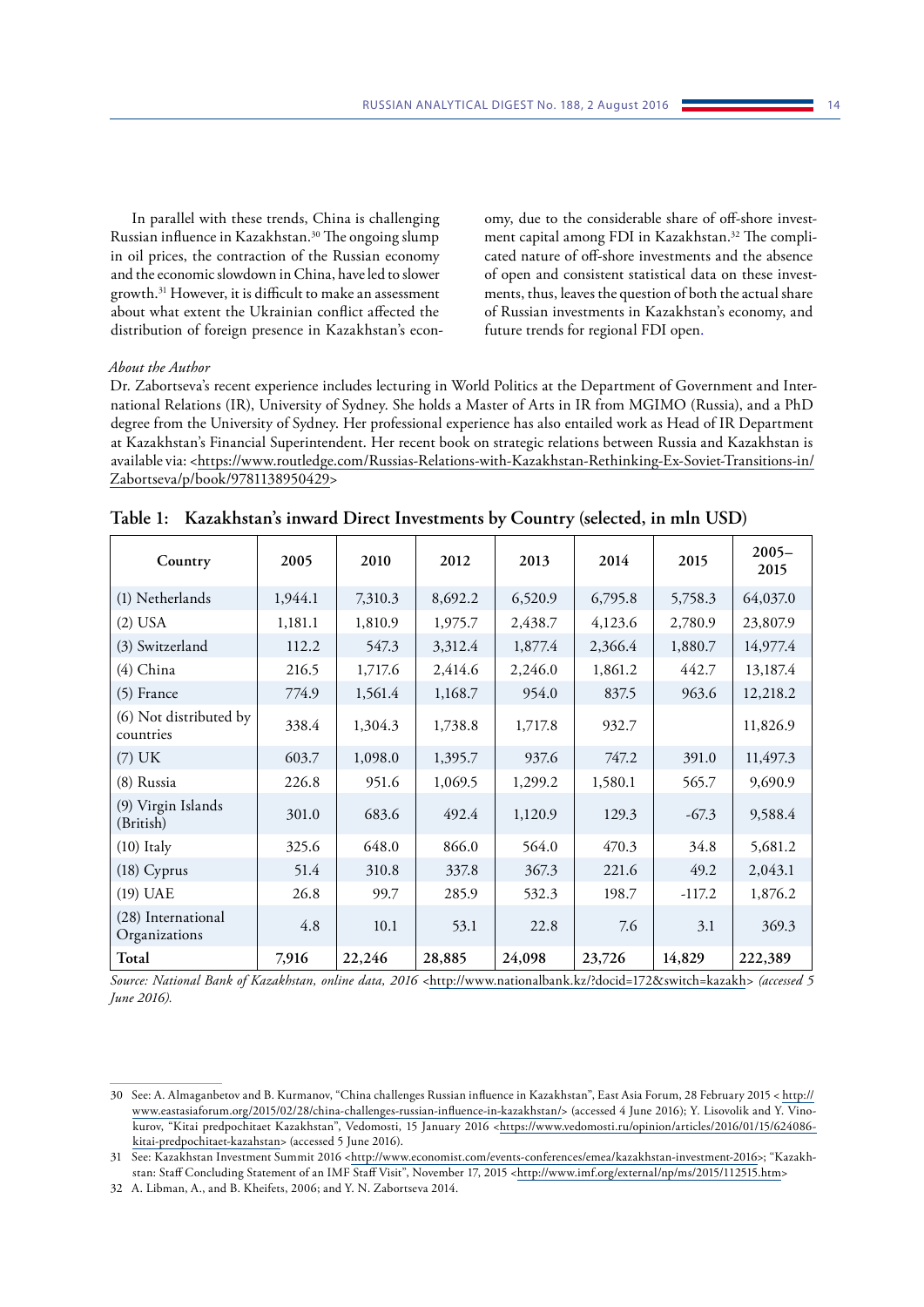In parallel with these trends, China is challenging Russian influence in Kazakhstan.[30] The ongoing slump in oil prices, the contraction of the Russian economy and the economic slowdown in China, have led to slower growth.[31] However, it is difficult to make an assessment about what extent the Ukrainian conflict affected the distribution of foreign presence in Kazakhstan's economy, due to the considerable share of off-shore investment capital among FDI in Kazakhstan.[32] The complicated nature of off-shore investments and the absence of open and consistent statistical data on these investments, thus, leaves the question of both the actual share of Russian investments in Kazakhstan's economy, and future trends for regional FDI open.

*About the Author*

Dr. Zabortseva's recent experience includes lecturing in World Politics at the Department of Government and International Relations (IR), University of Sydney. She holds a Master of Arts in IR from MGIMO (Russia), and a PhD degree from the University of Sydney. Her professional experience has also entailed work as Head of IR Department at Kazakhstan's Financial Superintendent. Her recent book on strategic relations between Russia and Kazakhstan is available via: <https://www.routledge.com/Russias-Relations-with-Kazakhstan-Rethinking-Ex-Soviet-Transitions-in/Zabortseva/p/book/9781138950429>

**Table 1: Kazakhstan's inward Direct Investments by Country (selected, in mln USD)**

| Country | 2005 | 2010 | 2012 | 2013 | 2014 | 2015 | 2005–2015 |
|---|---|---|---|---|---|---|---|
| (1) Netherlands | 1,944.1 | 7,310.3 | 8,692.2 | 6,520.9 | 6,795.8 | 5,758.3 | 64,037.0 |
| (2) USA | 1,181.1 | 1,810.9 | 1,975.7 | 2,438.7 | 4,123.6 | 2,780.9 | 23,807.9 |
| (3) Switzerland | 112.2 | 547.3 | 3,312.4 | 1,877.4 | 2,366.4 | 1,880.7 | 14,977.4 |
| (4) China | 216.5 | 1,717.6 | 2,414.6 | 2,246.0 | 1,861.2 | 442.7 | 13,187.4 |
| (5) France | 774.9 | 1,561.4 | 1,168.7 | 954.0 | 837.5 | 963.6 | 12,218.2 |
| (6) Not distributed by countries | 338.4 | 1,304.3 | 1,738.8 | 1,717.8 | 932.7 | | 11,826.9 |
| (7) UK | 603.7 | 1,098.0 | 1,395.7 | 937.6 | 747.2 | 391.0 | 11,497.3 |
| (8) Russia | 226.8 | 951.6 | 1,069.5 | 1,299.2 | 1,580.1 | 565.7 | 9,690.9 |
| (9) Virgin Islands (British) | 301.0 | 683.6 | 492.4 | 1,120.9 | 129.3 | -67.3 | 9,588.4 |
| (10) Italy | 325.6 | 648.0 | 866.0 | 564.0 | 470.3 | 34.8 | 5,681.2 |
| (18) Cyprus | 51.4 | 310.8 | 337.8 | 367.3 | 221.6 | 49.2 | 2,043.1 |
| (19) UAE | 26.8 | 99.7 | 285.9 | 532.3 | 198.7 | -117.2 | 1,876.2 |
| (28) International Organizations | 4.8 | 10.1 | 53.1 | 22.8 | 7.6 | 3.1 | 369.3 |
| **Total** | **7,916** | **22,246** | **28,885** | **24,098** | **23,726** | **14,829** | **222,389** |

*Source: National Bank of Kazakhstan, online data, 2016* <http://www.nationalbank.kz/?docid=172&switch=kazakh> *(accessed 5 June 2016).*

---

30 See: A. Almaganbetov and B. Kurmanov, "China challenges Russian influence in Kazakhstan", East Asia Forum, 28 February 2015 < http://www.eastasiaforum.org/2015/02/28/china-challenges-russian-influence-in-kazakhstan/> (accessed 4 June 2016); Y. Lisovolik and Y. Vinokurov, "Kitai predpochitaet Kazakhstan", Vedomosti, 15 January 2016 <https://www.vedomosti.ru/opinion/articles/2016/01/15/624086-kitai-predpochitaet-kazahstan> (accessed 5 June 2016).

31 See: Kazakhstan Investment Summit 2016 <http://www.economist.com/events-conferences/emea/kazakhstan-investment-2016>; "Kazakhstan: Staff Concluding Statement of an IMF Staff Visit", November 17, 2015 <http://www.imf.org/external/np/ms/2015/112515.htm>

32 A. Libman, A., and B. Kheifets, 2006; and Y. N. Zabortseva 2014.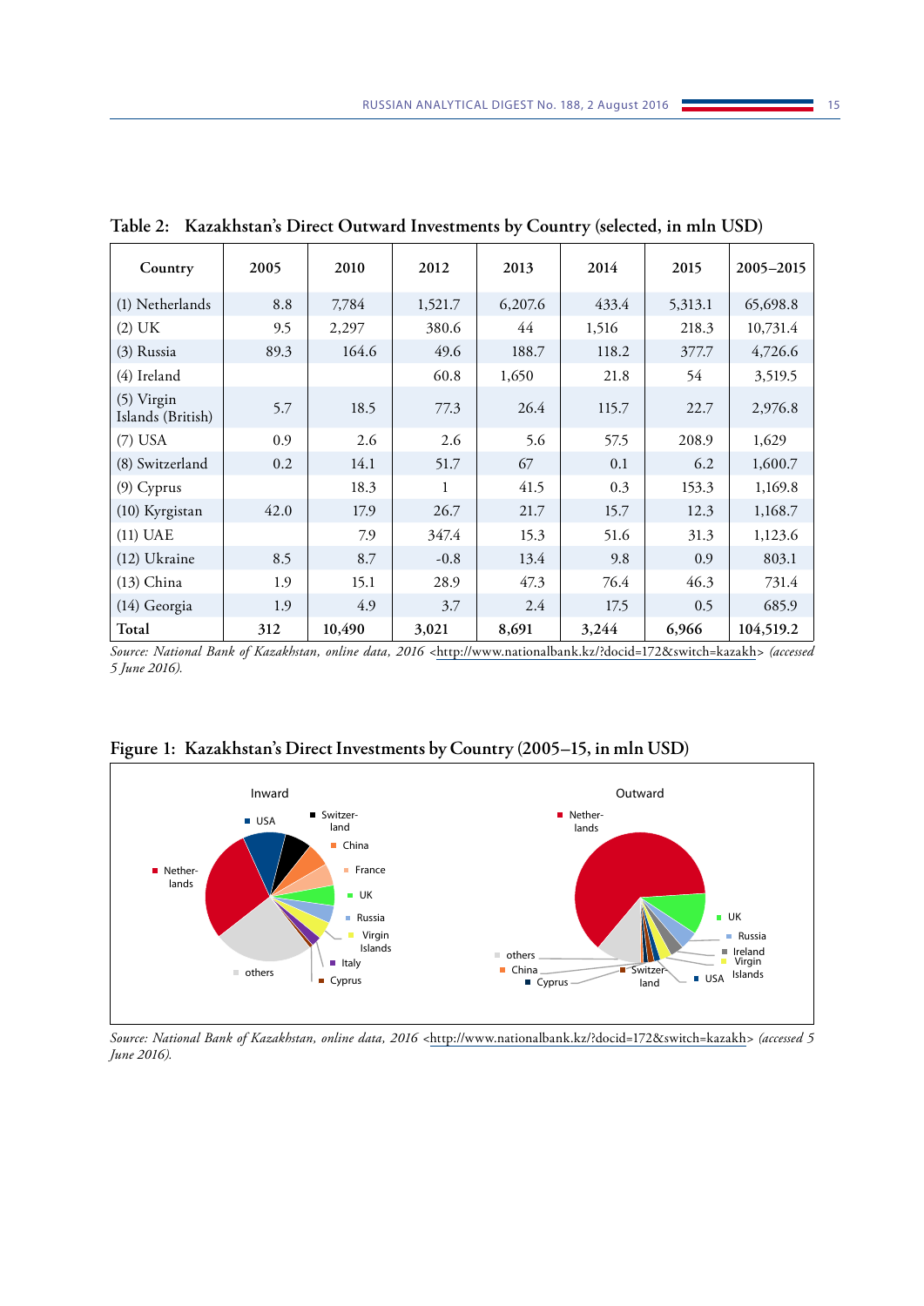**Table 2: Kazakhstan's Direct Outward Investments by Country (selected, in mln USD)**

| Country | 2005 | 2010 | 2012 | 2013 | 2014 | 2015 | 2005–2015 |
|---|---|---|---|---|---|---|---|
| (1) Netherlands | 8.8 | 7,784 | 1,521.7 | 6,207.6 | 433.4 | 5,313.1 | 65,698.8 |
| (2) UK | 9.5 | 2,297 | 380.6 | 44 | 1,516 | 218.3 | 10,731.4 |
| (3) Russia | 89.3 | 164.6 | 49.6 | 188.7 | 118.2 | 377.7 | 4,726.6 |
| (4) Ireland | | | 60.8 | 1,650 | 21.8 | 54 | 3,519.5 |
| (5) Virgin Islands (British) | 5.7 | 18.5 | 77.3 | 26.4 | 115.7 | 22.7 | 2,976.8 |
| (7) USA | 0.9 | 2.6 | 2.6 | 5.6 | 57.5 | 208.9 | 1,629 |
| (8) Switzerland | 0.2 | 14.1 | 51.7 | 67 | 0.1 | 6.2 | 1,600.7 |
| (9) Cyprus | | 18.3 | 1 | 41.5 | 0.3 | 153.3 | 1,169.8 |
| (10) Kyrgistan | 42.0 | 17.9 | 26.7 | 21.7 | 15.7 | 12.3 | 1,168.7 |
| (11) UAE | | 7.9 | 347.4 | 15.3 | 51.6 | 31.3 | 1,123.6 |
| (12) Ukraine | 8.5 | 8.7 | -0.8 | 13.4 | 9.8 | 0.9 | 803.1 |
| (13) China | 1.9 | 15.1 | 28.9 | 47.3 | 76.4 | 46.3 | 731.4 |
| (14) Georgia | 1.9 | 4.9 | 3.7 | 2.4 | 17.5 | 0.5 | 685.9 |
| **Total** | **312** | **10,490** | **3,021** | **8,691** | **3,244** | **6,966** | **104,519.2** |

*Source: National Bank of Kazakhstan, online data, 2016 <http://www.nationalbank.kz/?docid=172&switch=kazakh> (accessed 5 June 2016).*

**Figure 1: Kazakhstan's Direct Investments by Country (2005–15, in mln USD)**

Inward: USA, Switzerland, China, France, UK, Russia, Virgin Islands, Italy, Cyprus, others, Netherlands

Outward: Netherlands, UK, Russia, Ireland, Virgin Islands, USA, Switzerland, Cyprus, China, others

*Source: National Bank of Kazakhstan, online data, 2016 <http://www.nationalbank.kz/?docid=172&switch=kazakh> (accessed 5 June 2016).*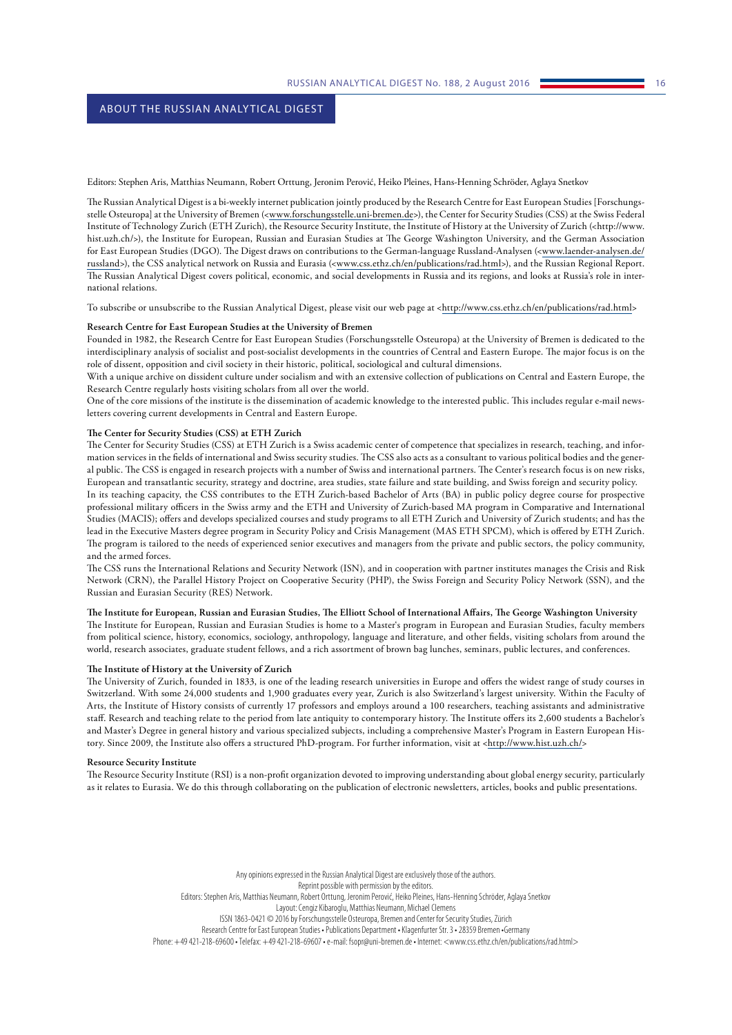## ABOUT THE RUSSIAN ANALYTICAL DIGEST

Editors: Stephen Aris, Matthias Neumann, Robert Orttung, Jeronim Perović, Heiko Pleines, Hans-Henning Schröder, Aglaya Snetkov

The Russian Analytical Digest is a bi-weekly internet publication jointly produced by the Research Centre for East European Studies [Forschungsstelle Osteuropa] at the University of Bremen (<www.forschungsstelle.uni-bremen.de>), the Center for Security Studies (CSS) at the Swiss Federal Institute of Technology Zurich (ETH Zurich), the Resource Security Institute, the Institute of History at the University of Zurich (<http://www.hist.uzh.ch/>), the Institute for European, Russian and Eurasian Studies at The George Washington University, and the German Association for East European Studies (DGO). The Digest draws on contributions to the German-language Russland-Analysen (<www.laender-analysen.de/russland>), the CSS analytical network on Russia and Eurasia (<www.css.ethz.ch/en/publications/rad.html>), and the Russian Regional Report. The Russian Analytical Digest covers political, economic, and social developments in Russia and its regions, and looks at Russia's role in international relations.

To subscribe or unsubscribe to the Russian Analytical Digest, please visit our web page at <http://www.css.ethz.ch/en/publications/rad.html>

**Research Centre for East European Studies at the University of Bremen**

Founded in 1982, the Research Centre for East European Studies (Forschungsstelle Osteuropa) at the University of Bremen is dedicated to the interdisciplinary analysis of socialist and post-socialist developments in the countries of Central and Eastern Europe. The major focus is on the role of dissent, opposition and civil society in their historic, political, sociological and cultural dimensions.

With a unique archive on dissident culture under socialism and with an extensive collection of publications on Central and Eastern Europe, the Research Centre regularly hosts visiting scholars from all over the world.

One of the core missions of the institute is the dissemination of academic knowledge to the interested public. This includes regular e-mail newsletters covering current developments in Central and Eastern Europe.

**The Center for Security Studies (CSS) at ETH Zurich**

The Center for Security Studies (CSS) at ETH Zurich is a Swiss academic center of competence that specializes in research, teaching, and information services in the fields of international and Swiss security studies. The CSS also acts as a consultant to various political bodies and the general public. The CSS is engaged in research projects with a number of Swiss and international partners. The Center's research focus is on new risks, European and transatlantic security, strategy and doctrine, area studies, state failure and state building, and Swiss foreign and security policy.

In its teaching capacity, the CSS contributes to the ETH Zurich-based Bachelor of Arts (BA) in public policy degree course for prospective professional military officers in the Swiss army and the ETH and University of Zurich-based MA program in Comparative and International Studies (MACIS); offers and develops specialized courses and study programs to all ETH Zurich and University of Zurich students; and has the lead in the Executive Masters degree program in Security Policy and Crisis Management (MAS ETH SPCM), which is offered by ETH Zurich. The program is tailored to the needs of experienced senior executives and managers from the private and public sectors, the policy community, and the armed forces.

The CSS runs the International Relations and Security Network (ISN), and in cooperation with partner institutes manages the Crisis and Risk Network (CRN), the Parallel History Project on Cooperative Security (PHP), the Swiss Foreign and Security Policy Network (SSN), and the Russian and Eurasian Security (RES) Network.

**The Institute for European, Russian and Eurasian Studies, The Elliott School of International Affairs, The George Washington University**

The Institute for European, Russian and Eurasian Studies is home to a Master's program in European and Eurasian Studies, faculty members from political science, history, economics, sociology, anthropology, language and literature, and other fields, visiting scholars from around the world, research associates, graduate student fellows, and a rich assortment of brown bag lunches, seminars, public lectures, and conferences.

**The Institute of History at the University of Zurich**

The University of Zurich, founded in 1833, is one of the leading research universities in Europe and offers the widest range of study courses in Switzerland. With some 24,000 students and 1,900 graduates every year, Zurich is also Switzerland's largest university. Within the Faculty of Arts, the Institute of History consists of currently 17 professors and employs around a 100 researchers, teaching assistants and administrative staff. Research and teaching relate to the period from late antiquity to contemporary history. The Institute offers its 2,600 students a Bachelor's and Master's Degree in general history and various specialized subjects, including a comprehensive Master's Program in Eastern European History. Since 2009, the Institute also offers a structured PhD-program. For further information, visit at <http://www.hist.uzh.ch/>

**Resource Security Institute**

The Resource Security Institute (RSI) is a non-profit organization devoted to improving understanding about global energy security, particularly as it relates to Eurasia. We do this through collaborating on the publication of electronic newsletters, articles, books and public presentations.

Any opinions expressed in the Russian Analytical Digest are exclusively those of the authors.
Reprint possible with permission by the editors.
Editors: Stephen Aris, Matthias Neumann, Robert Orttung, Jeronim Perović, Heiko Pleines, Hans-Henning Schröder, Aglaya Snetkov
Layout: Cengiz Kibaroglu, Matthias Neumann, Michael Clemens
ISSN 1863-0421 © 2016 by Forschungsstelle Osteuropa, Bremen and Center for Security Studies, Zürich
Research Centre for East European Studies • Publications Department • Klagenfurter Str. 3 • 28359 Bremen • Germany
Phone: +49 421-218-69600 • Telefax: +49 421-218-69607 • e-mail: fsopr@uni-bremen.de • Internet: <www.css.ethz.ch/en/publications/rad.html>